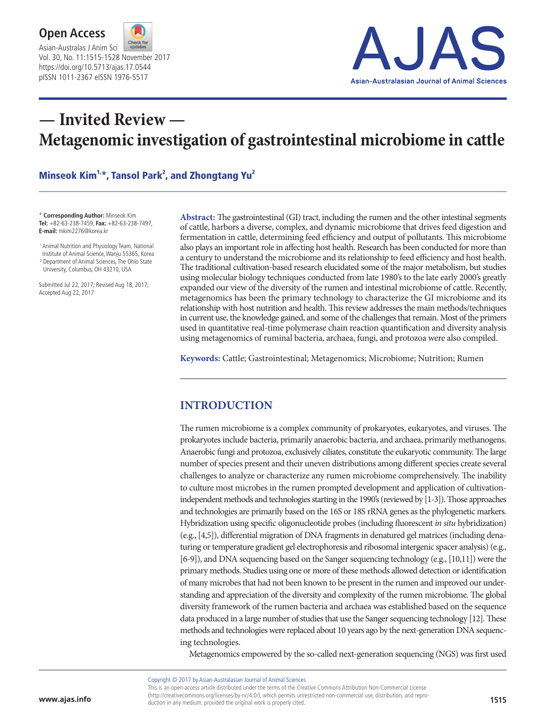Open Access

Asian-Australas J Anim Sci
Vol. 30, No. 11:1515-1528 November 2017
https://doi.org/10.5713/ajas.17.0544
pISSN 1011-2367 eISSN 1976-5517

# — Invited Review —
# Metagenomic investigation of gastrointestinal microbiome in cattle

**Minseok Kim[1,*], Tansol Park[2], and Zhongtang Yu[2]**

\* **Corresponding Author:** Minseok Kim
**Tel:** +82-63-238-7459, **Fax:** +82-63-238-7497,
**E-mail:** mkim2276@korea.kr

[1] Animal Nutrition and Physiology Team, National Institute of Animal Science, Wanju 55365, Korea
[2] Department of Animal Sciences, The Ohio State University, Columbus, OH 43210, USA

Submitted Jul 22, 2017; Revised Aug 18, 2017; Accepted Aug 22, 2017

**Abstract:** The gastrointestinal (GI) tract, including the rumen and the other intestinal segments of cattle, harbors a diverse, complex, and dynamic microbiome that drives feed digestion and fermentation in cattle, determining feed efficiency and output of pollutants. This microbiome also plays an important role in affecting host health. Research has been conducted for more than a century to understand the microbiome and its relationship to feed efficiency and host health. The traditional cultivation-based research elucidated some of the major metabolism, but studies using molecular biology techniques conducted from late 1980's to the late early 2000's greatly expanded our view of the diversity of the rumen and intestinal microbiome of cattle. Recently, metagenomics has been the primary technology to characterize the GI microbiome and its relationship with host nutrition and health. This review addresses the main methods/techniques in current use, the knowledge gained, and some of the challenges that remain. Most of the primers used in quantitative real-time polymerase chain reaction quantification and diversity analysis using metagenomics of ruminal bacteria, archaea, fungi, and protozoa were also compiled.

**Keywords:** Cattle; Gastrointestinal; Metagenomics; Microbiome; Nutrition; Rumen

## INTRODUCTION

The rumen microbiome is a complex community of prokaryotes, eukaryotes, and viruses. The prokaryotes include bacteria, primarily anaerobic bacteria, and archaea, primarily methanogens. Anaerobic fungi and protozoa, exclusively ciliates, constitute the eukaryotic community. The large number of species present and their uneven distributions among different species create several challenges to analyze or characterize any rumen microbiome comprehensively. The inability to culture most microbes in the rumen prompted development and application of cultivation-independent methods and technologies starting in the 1990's (reviewed by [1-3]). Those approaches and technologies are primarily based on the 16S or 18S rRNA genes as the phylogenetic markers. Hybridization using specific oligonucleotide probes (including fluorescent *in situ* hybridization) (e.g., [4,5]), differential migration of DNA fragments in denatured gel matrices (including denaturing or temperature gradient gel electrophoresis and ribosomal intergenic spacer analysis) (e.g., [6-9]), and DNA sequencing based on the Sanger sequencing technology (e.g., [10,11]) were the primary methods. Studies using one or more of these methods allowed detection or identification of many microbes that had not been known to be present in the rumen and improved our understanding and appreciation of the diversity and complexity of the rumen microbiome. The global diversity framework of the rumen bacteria and archaea was established based on the sequence data produced in a large number of studies that use the Sanger sequencing technology [12]. These methods and technologies were replaced about 10 years ago by the next-generation DNA sequencing technologies.

Metagenomics empowered by the so-called next-generation sequencing (NGS) was first used

Copyright © 2017 by Asian-Australalasian Journal of Animal Sciences
This is an open-access article distributed under the terms of the Creative Commons Attribution Non-Commercial License (http://creativecommons.org/licenses/by-nc/4.0/), which permits unrestricted non-commercial use, distribution, and reproduction in any medium, provided the original work is properly cited.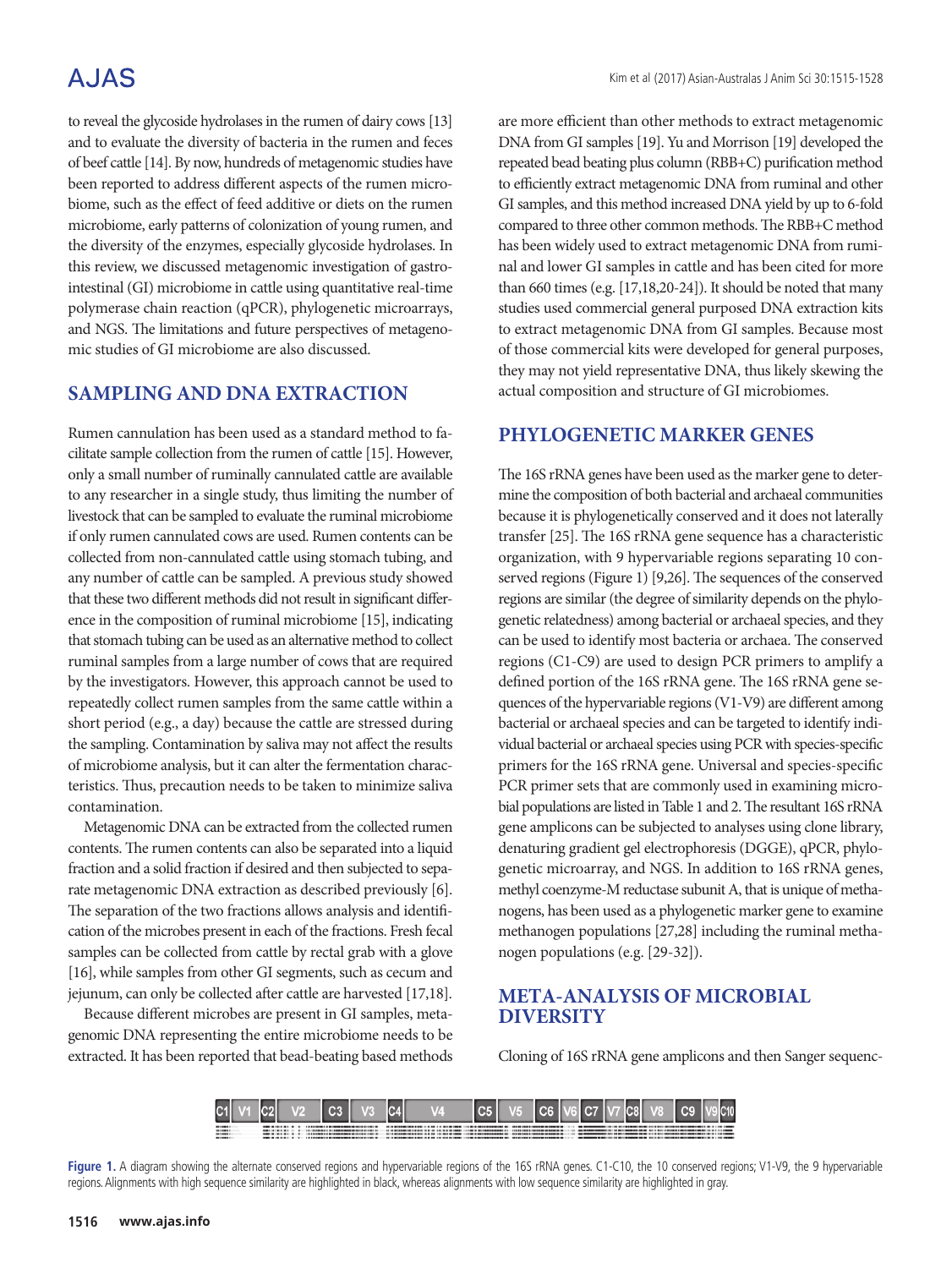to reveal the glycoside hydrolases in the rumen of dairy cows [13] and to evaluate the diversity of bacteria in the rumen and feces of beef cattle [14]. By now, hundreds of metagenomic studies have been reported to address different aspects of the rumen microbiome, such as the effect of feed additive or diets on the rumen microbiome, early patterns of colonization of young rumen, and the diversity of the enzymes, especially glycoside hydrolases. In this review, we discussed metagenomic investigation of gastrointestinal (GI) microbiome in cattle using quantitative real-time polymerase chain reaction (qPCR), phylogenetic microarrays, and NGS. The limitations and future perspectives of metagenomic studies of GI microbiome are also discussed.

## SAMPLING AND DNA EXTRACTION

Rumen cannulation has been used as a standard method to facilitate sample collection from the rumen of cattle [15]. However, only a small number of ruminally cannulated cattle are available to any researcher in a single study, thus limiting the number of livestock that can be sampled to evaluate the ruminal microbiome if only rumen cannulated cows are used. Rumen contents can be collected from non-cannulated cattle using stomach tubing, and any number of cattle can be sampled. A previous study showed that these two different methods did not result in significant difference in the composition of ruminal microbiome [15], indicating that stomach tubing can be used as an alternative method to collect ruminal samples from a large number of cows that are required by the investigators. However, this approach cannot be used to repeatedly collect rumen samples from the same cattle within a short period (e.g., a day) because the cattle are stressed during the sampling. Contamination by saliva may not affect the results of microbiome analysis, but it can alter the fermentation characteristics. Thus, precaution needs to be taken to minimize saliva contamination.

Metagenomic DNA can be extracted from the collected rumen contents. The rumen contents can also be separated into a liquid fraction and a solid fraction if desired and then subjected to separate metagenomic DNA extraction as described previously [6]. The separation of the two fractions allows analysis and identification of the microbes present in each of the fractions. Fresh fecal samples can be collected from cattle by rectal grab with a glove [16], while samples from other GI segments, such as cecum and jejunum, can only be collected after cattle are harvested [17,18].

Because different microbes are present in GI samples, metagenomic DNA representing the entire microbiome needs to be extracted. It has been reported that bead-beating based methods are more efficient than other methods to extract metagenomic DNA from GI samples [19]. Yu and Morrison [19] developed the repeated bead beating plus column (RBB+C) purification method to efficiently extract metagenomic DNA from ruminal and other GI samples, and this method increased DNA yield by up to 6-fold compared to three other common methods. The RBB+C method has been widely used to extract metagenomic DNA from ruminal and lower GI samples in cattle and has been cited for more than 660 times (e.g. [17,18,20-24]). It should be noted that many studies used commercial general purposed DNA extraction kits to extract metagenomic DNA from GI samples. Because most of those commercial kits were developed for general purposes, they may not yield representative DNA, thus likely skewing the actual composition and structure of GI microbiomes.

## PHYLOGENETIC MARKER GENES

The 16S rRNA genes have been used as the marker gene to determine the composition of both bacterial and archaeal communities because it is phylogenetically conserved and it does not laterally transfer [25]. The 16S rRNA gene sequence has a characteristic organization, with 9 hypervariable regions separating 10 conserved regions (Figure 1) [9,26]. The sequences of the conserved regions are similar (the degree of similarity depends on the phylogenetic relatedness) among bacterial or archaeal species, and they can be used to identify most bacteria or archaea. The conserved regions (C1-C9) are used to design PCR primers to amplify a defined portion of the 16S rRNA gene. The 16S rRNA gene sequences of the hypervariable regions (V1-V9) are different among bacterial or archaeal species and can be targeted to identify individual bacterial or archaeal species using PCR with species-specific primers for the 16S rRNA gene. Universal and species-specific PCR primer sets that are commonly used in examining microbial populations are listed in Table 1 and 2. The resultant 16S rRNA gene amplicons can be subjected to analyses using clone library, denaturing gradient gel electrophoresis (DGGE), qPCR, phylogenetic microarray, and NGS. In addition to 16S rRNA genes, methyl coenzyme-M reductase subunit A, that is unique of methanogens, has been used as a phylogenetic marker gene to examine methanogen populations [27,28] including the ruminal methanogen populations (e.g. [29-32]).

## META-ANALYSIS OF MICROBIAL DIVERSITY

Cloning of 16S rRNA gene amplicons and then Sanger sequenc-

C1 | V1 | C2 | V2 | C3 | V3 | C4 | V4 | C5 | V5 | C6 | V6 | C7 | V7 | C8 | V8 | C9 | V9 | C10

**Figure 1.** A diagram showing the alternate conserved regions and hypervariable regions of the 16S rRNA genes. C1-C10, the 10 conserved regions; V1-V9, the 9 hypervariable regions. Alignments with high sequence similarity are highlighted in black, whereas alignments with low sequence similarity are highlighted in gray.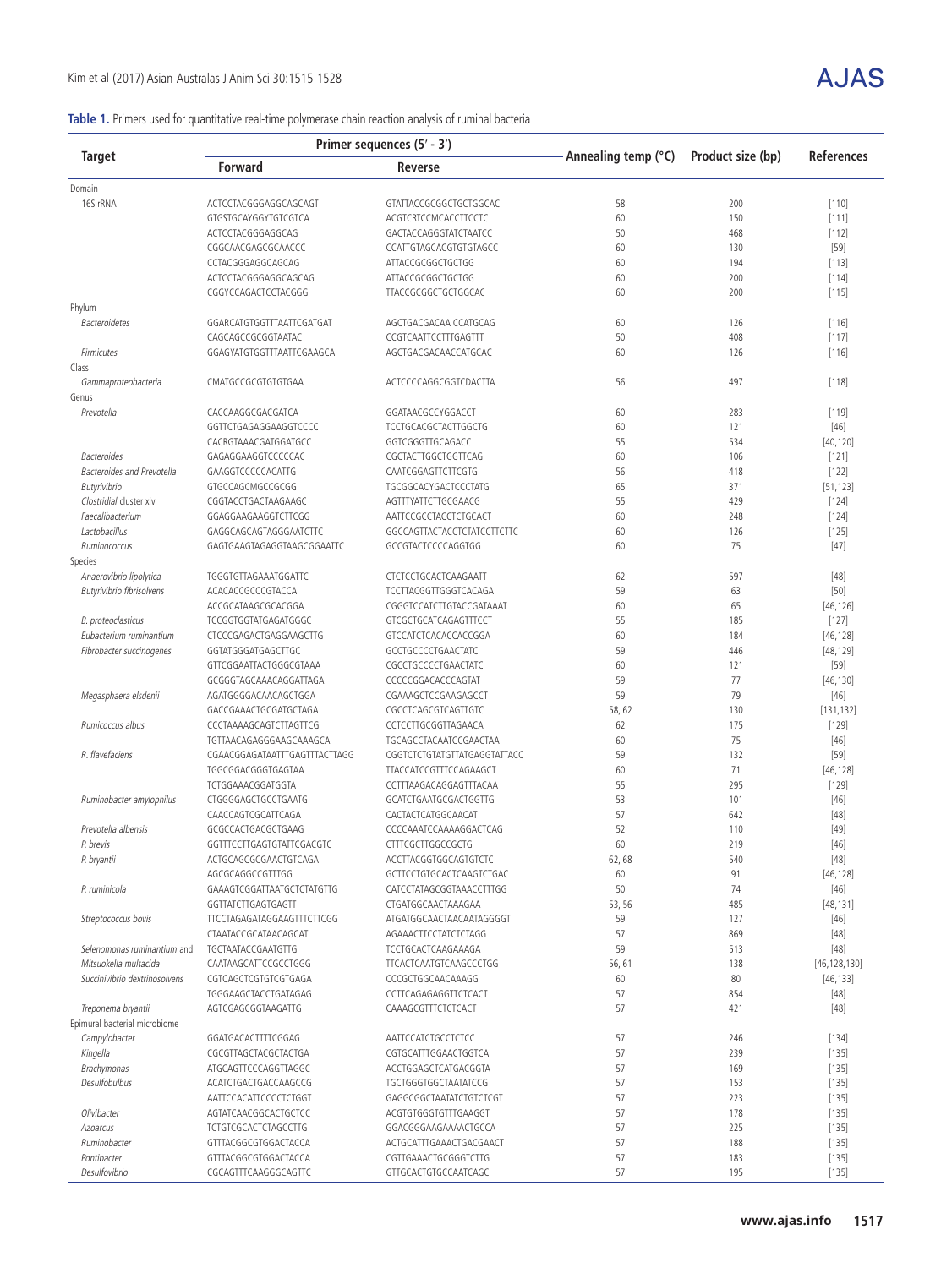**Table 1.** Primers used for quantitative real-time polymerase chain reaction analysis of ruminal bacteria

| Target | Primer sequences (5′ - 3′) | | Annealing temp (°C) | Product size (bp) | References |
|---|---|---|---|---|---|
| | Forward | Reverse | | | |
| Domain | | | | | |
| 16S rRNA | ACTCCTACGGGAGGCAGCAGT | GTATTACCGCGGCTGCTGGCAC | 58 | 200 | [110] |
| | GTGSTGCAYGGYTGTCGTCA | ACGTCRTCCMCACCTTCCTC | 60 | 150 | [111] |
| | ACTCCTACGGGAGGCAG | GACTACCAGGGTATCTAATCC | 50 | 468 | [112] |
| | CGGCAACGAGCGCAACCC | CCATTGTAGCACGTGTGTAGCC | 60 | 130 | [59] |
| | CCTACGGGAGGCAGCAG | ATTACCGCGGCTGCTGG | 60 | 194 | [113] |
| | ACTCCTACGGGAGGCAGCAG | ATTACCGCGGCTGCTGG | 60 | 200 | [114] |
| | CGGYCCAGACTCCTACGGG | TTACCGCGGCTGCTGGCAC | 60 | 200 | [115] |
| Phylum | | | | | |
| *Bacteroidetes* | GGARCATGTGGTTTAATTCGATGAT | AGCTGACGACAA CCATGCAG | 60 | 126 | [116] |
| | CAGCAGCCGCGGTAATAC | CCGTCAATTCCTTTGAGTTT | 50 | 408 | [117] |
| *Firmicutes* | GGAGYATGTGGTTTAATTCGAAGCA | AGCTGACGACAACCATGCAC | 60 | 126 | [116] |
| Class | | | | | |
| *Gammaproteobacteria* | CMATGCCGCGTGTGTGAA | ACTCCCCAGGCGGTCDACTTA | 56 | 497 | [118] |
| Genus | | | | | |
| *Prevotella* | CACCAAGGCGACGATCA | GGATAACGCCYGGACCT | 60 | 283 | [119] |
| | GGTTCTGAGAGGAAGGTCCCC | TCCTGCACGCTACTTGGCTG | 60 | 121 | [46] |
| | CACRGTAAACGATGGATGCC | GGTCGGGTTGCAGACC | 55 | 534 | [40,120] |
| *Bacteroides* | GAGAGGAAGGTCCCCCAC | CGCTACTTGGCTGGTTCAG | 60 | 106 | [121] |
| *Bacteroides and Prevotella* | GAAGGTCCCCCACATTG | CAATCGGAGTTCTTCGTG | 56 | 418 | [122] |
| *Butyrivibrio* | GTGCCAGCMGCCGCGG | TGCGGCACYGACTCCCTATG | 65 | 371 | [51,123] |
| *Clostridial* cluster xiv | CGGTACCTGACTAAGAAGC | AGTTTYATTCTTGCGAACG | 55 | 429 | [124] |
| *Faecalibacterium* | GGAGGAAGAAGGTCTTCGG | AATTCCGCCTACCTCTGCACT | 60 | 248 | [124] |
| *Lactobacillus* | GAGGCAGCAGTAGGGAATCTTC | GGCCAGTTACTACCTCTATCCTTCTTC | 60 | 126 | [125] |
| *Ruminococcus* | GAGTGAAGTAGAGGTAAGCGGAATTC | GCCGTACTCCCCAGGTGG | 60 | 75 | [47] |
| Species | | | | | |
| *Anaerovibrio lipolytica* | TGGGTGTTAGAAATGGATTC | CTCTCCTGCACTCAAGAATT | 62 | 597 | [48] |
| *Butyrivibrio fibrisolvens* | ACACACCGCCCGTACCA | TCCTTACGGTTGGGTCACAGA | 59 | 63 | [50] |
| | ACCGCATAAGCGCACGGA | CGGGTCCATCTTGTACCGATAAAT | 60 | 65 | [46,126] |
| *B. proteoclasticus* | TCCGGTGGTATGAGATGGGC | GTCGCTGCATCAGAGTTTCCT | 55 | 185 | [127] |
| *Eubacterium ruminantium* | CTCCCGAGACTGAGGAAGCTTG | GTCCATCTCACACCACCGGA | 60 | 184 | [46,128] |
| *Fibrobacter succinogenes* | GGTATGGGATGAGCTTGC | GCCTGCCCCTGAACTATC | 59 | 446 | [48,129] |
| | GTTCGGAATTACTGGGCGTAAA | CGCCTGCCCCTGAACTATC | 60 | 121 | [59] |
| | GCGGGTAGCAAACAGGATTAGA | CCCCCGGACACCCAGTAT | 59 | 77 | [46,130] |
| *Megasphaera elsdenii* | AGATGGGGACAACAGCTGGA | CGAAAGCTCCGAAGAGCCT | 59 | 79 | [46] |
| | GACCGAAACTGCGATGCTAGA | CGCCTCAGCGTCAGTTGTC | 58, 62 | 130 | [131,132] |
| *Rumicoccus albus* | CCCTAAAAGCAGTCTTAGTTCG | CCTCCTTGCGGTTAGAACA | 62 | 175 | [129] |
| | TGTTAACAGAGGGAAGCAAAGCA | TGCAGCCTACAATCCGAACTAA | 60 | 75 | [46] |
| *R. flavefaciens* | CGAACGGAGATAATTTGAGTTTACTTAGG | CGGTCTCTGTATGTTATGAGGTATTACC | 59 | 132 | [59] |
| | TGGCGGACGGGTGAGTAA | TTACCATCCGTTTCCAGAAGCT | 60 | 71 | [46,128] |
| | TCTGGAAACGGATGGTA | CCTTTAAGACAGGAGTTTACAA | 55 | 295 | [129] |
| *Ruminobacter amylophilus* | CTGGGGAGCTGCCTGAATG | GCATCTGAATGCGACTGGTTG | 53 | 101 | [46] |
| | CAACCAGTCGCATTCAGA | CACTACTCATGGCAACAT | 57 | 642 | [48] |
| *Prevotella albensis* | GCGCCACTGACGCTGAAG | CCCCAAATCCAAAAGGACTCAG | 52 | 110 | [49] |
| *P. brevis* | GGTTTCCTTGAGTGTATTCGACGTC | CTTTCGCTTGGCCGCTG | 60 | 219 | [46] |
| *P. bryantii* | ACTGCAGCGCGAACTGTCAGA | ACCTTACGGTGGCAGTGTCTC | 62, 68 | 540 | [48] |
| | AGCGCAGGCCGTTTGG | GCTTCCTGTGCACTCAAGTCTGAC | 60 | 91 | [46,128] |
| *P. ruminicola* | GAAAGTCGGATTAATGCTCTATGTTG | CATCCTATAGCGGTAAACCTTTGG | 50 | 74 | [46] |
| | GGTTATCTTGAGTGAGTT | CTGATGGCAACTAAAGAA | 53, 56 | 485 | [48,131] |
| *Streptococcus bovis* | TTCCTAGAGATAGGAAGTTTCTTCGG | ATGATGGCAACTAACAATAGGGGT | 59 | 127 | [46] |
| | CTAATACCGCATAACAGCAT | AGAAACTTCCTATCTCTAGG | 57 | 869 | [48] |
| *Selenomonas ruminantium* and | TGCTAATACCGAATGTTG | TCCTGCACTCAAGAAAGA | 59 | 513 | [48] |
| *Mitsuokella multacida* | CAATAAGCATTCCGCCTGGG | TTCACTCAATGTCAAGCCCTGG | 56, 61 | 138 | [46,128,130] |
| *Succinivibrio dextrinosolvens* | CGTCAGCTCGTGTCGTGAGA | CCCGCTGGCAACAAAGG | 60 | 80 | [46,133] |
| | TGGGAAGCTACCTGATAGAG | CCTTCAGAGAGGTTCTCACT | 57 | 854 | [48] |
| *Treponema bryantii* | AGTCGAGCGGTAAGATTG | CAAAGCGTTTCTCTCACT | 57 | 421 | [48] |
| Epimural bacterial microbiome | | | | | |
| *Campylobacter* | GGATGACACTTTTCGGAG | AATTCCATCTGCCTCTCC | 57 | 246 | [134] |
| *Kingella* | CGCGTTAGCTACGCTACTGA | CGTGCATTTGGAACTGGTCA | 57 | 239 | [135] |
| *Brachymonas* | ATGCAGTTCCCAGGTTAGGC | ACCTGGAGCTCATGACGGTA | 57 | 169 | [135] |
| *Desulfobulbus* | ACATCTGACTGACCAAGCCG | TGCTGGGTGGCTAATATCCG | 57 | 153 | [135] |
| | AATTCCACATTCCCCTCTGGT | GAGGCGGCTAATATCTGTCTCGT | 57 | 223 | [135] |
| *Olivibacter* | AGTATCAACGGCACTGCTCC | ACGTGTGGGTGTTTGAAGGT | 57 | 178 | [135] |
| *Azoarcus* | TCTGTCGCACTCTAGCCTTG | GGACGGGAAGAAAACTGCCA | 57 | 225 | [135] |
| *Ruminobacter* | GTTTACGGCGTGGACTACCA | ACTGCATTTGAAACTGACGAACT | 57 | 188 | [135] |
| *Pontibacter* | GTTTACGGCGTGGACTACCA | CGTTGAAACTGCGGGTCTTG | 57 | 183 | [135] |
| *Desulfovibrio* | CGCAGTTTCAAGGGCAGTTC | GTTGCACTGTGCCAATCAGC | 57 | 195 | [135] |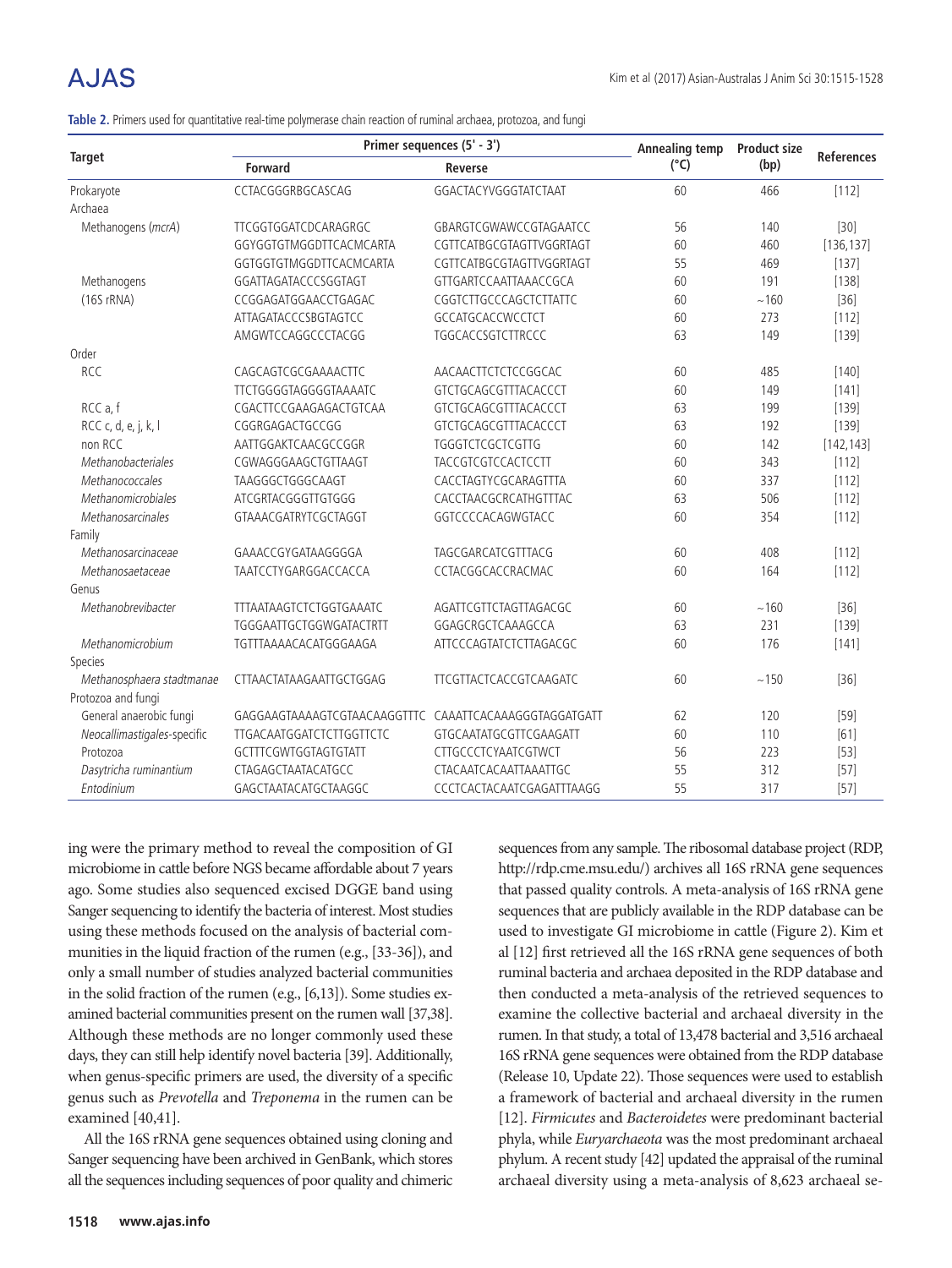**Table 2.** Primers used for quantitative real-time polymerase chain reaction of ruminal archaea, protozoa, and fungi

| Target | Primer sequences (5' - 3') | | Annealing temp (°C) | Product size (bp) | References |
|---|---|---|---|---|---|
| | Forward | Reverse | | | |
| Prokaryote | CCTACGGGRBGCASCAG | GGACTACYVGGGTATCTAAT | 60 | 466 | [112] |
| Archaea | | | | | |
| Methanogens (*mcrA*) | TTCGGTGGATCDCARAGRGC | GBARGTCGWAWCCGTAGAATCC | 56 | 140 | [30] |
| | GGYGGTGTMGGDTTCACMCARTA | CGTTCATBGCGTAGTTVGGRTAGT | 60 | 460 | [136,137] |
| | GGTGGTGTMGGDTTCACMCARTA | CGTTCATBGCGTAGTTVGGRTAGT | 55 | 469 | [137] |
| Methanogens | GGATTAGATACCCSGGTAGT | GTTGARTCCAATTAAACCGCA | 60 | 191 | [138] |
| (16S rRNA) | CCGGAGATGGAACCTGAGAC | CGGTCTTGCCCAGCTCTTATTC | 60 | ~160 | [36] |
| | ATTAGATACCCSBGTAGTCC | GCCATGCACCWCCTCT | 60 | 273 | [112] |
| | AMGWTCCAGGCCCTACGG | TGGCACCSGTCTTRCCC | 63 | 149 | [139] |
| Order | | | | | |
| RCC | CAGCAGTCGCGAAAACTTC | AACAACTTCTCTCCGGCAC | 60 | 485 | [140] |
| | TTCTGGGGTAGGGGTAAAATC | GTCTGCAGCGTTTACACCCT | 60 | 149 | [141] |
| RCC a, f | CGACTTCCGAAGAGACTGTCAA | GTCTGCAGCGTTTACACCCT | 63 | 199 | [139] |
| RCC c, d, e, j, k, l | CGGRGAGACTGCCGG | GTCTGCAGCGTTTACACCCT | 63 | 192 | [139] |
| non RCC | AATTGGAKTCAACGCCGGR | TGGGTCTCGCTCGTTG | 60 | 142 | [142,143] |
| *Methanobacteriales* | CGWAGGGAAGCTGTTAAGT | TACCGTCGTCCACTCCTT | 60 | 343 | [112] |
| *Methanococcales* | TAAGGGCTGGGCAAGT | CACCTAGTYCGCARAGTTTA | 60 | 337 | [112] |
| *Methanomicrobiales* | ATCGRTACGGGTTGTGGG | CACCTAACGCRCATHGTTTAC | 63 | 506 | [112] |
| *Methanosarcinales* | GTAAACGATRYTCGCTAGGT | GGTCCCCACAGWGTACC | 60 | 354 | [112] |
| Family | | | | | |
| *Methanosarcinaceae* | GAAACCGYGATAAGGGGA | TAGCGARCATCGTTTACG | 60 | 408 | [112] |
| *Methanosaetaceae* | TAATCCTYGARGGACCACCA | CCTACGGCACCRACMAC | 60 | 164 | [112] |
| Genus | | | | | |
| *Methanobrevibacter* | TTTAATAAGTCTCTGGTGAAATC | AGATTCGTTCTAGTTAGACGC | 60 | ~160 | [36] |
| | TGGGAATTGCTGGWGATACTRTT | GGAGCRGCTCAAAGCCA | 63 | 231 | [139] |
| *Methanomicrobium* | TGTTTAAAACACATGGGAAGA | ATTCCCAGTATCTCTTAGACGC | 60 | 176 | [141] |
| Species | | | | | |
| *Methanosphaera stadtmanae* | CTTAACTATAAGAATTGCTGGAG | TTCGTTACTCACCGTCAAGATC | 60 | ~150 | [36] |
| Protozoa and fungi | | | | | |
| General anaerobic fungi | GAGGAAGTAAAAGTCGTAACAAGGTTTC | CAAATTCACAAAGGGTAGGATGATT | 62 | 120 | [59] |
| *Neocallimastigales*-specific | TTGACAATGGATCTCTTGGTTCTC | GTGCAATATGCGTTCGAAGATT | 60 | 110 | [61] |
| Protozoa | GCTTTCGWTGGTAGTGTATT | CTTGCCCTCYAATCGTWCT | 56 | 223 | [53] |
| *Dasytricha ruminantium* | CTAGAGCTAATACATGCC | CTACAATCACAATTAAATTGC | 55 | 312 | [57] |
| *Entodinium* | GAGCTAATACATGCTAAGGC | CCCTCACTACAATCGAGATTTAAGG | 55 | 317 | [57] |

ing were the primary method to reveal the composition of GI microbiome in cattle before NGS became affordable about 7 years ago. Some studies also sequenced excised DGGE band using Sanger sequencing to identify the bacteria of interest. Most studies using these methods focused on the analysis of bacterial communities in the liquid fraction of the rumen (e.g., [33-36]), and only a small number of studies analyzed bacterial communities in the solid fraction of the rumen (e.g., [6,13]). Some studies examined bacterial communities present on the rumen wall [37,38]. Although these methods are no longer commonly used these days, they can still help identify novel bacteria [39]. Additionally, when genus-specific primers are used, the diversity of a specific genus such as *Prevotella* and *Treponema* in the rumen can be examined [40,41].

All the 16S rRNA gene sequences obtained using cloning and Sanger sequencing have been archived in GenBank, which stores all the sequences including sequences of poor quality and chimeric sequences from any sample. The ribosomal database project (RDP, http://rdp.cme.msu.edu/) archives all 16S rRNA gene sequences that passed quality controls. A meta-analysis of 16S rRNA gene sequences that are publicly available in the RDP database can be used to investigate GI microbiome in cattle (Figure 2). Kim et al [12] first retrieved all the 16S rRNA gene sequences of both ruminal bacteria and archaea deposited in the RDP database and then conducted a meta-analysis of the retrieved sequences to examine the collective bacterial and archaeal diversity in the rumen. In that study, a total of 13,478 bacterial and 3,516 archaeal 16S rRNA gene sequences were obtained from the RDP database (Release 10, Update 22). Those sequences were used to establish a framework of bacterial and archaeal diversity in the rumen [12]. *Firmicutes* and *Bacteroidetes* were predominant bacterial phyla, while *Euryarchaeota* was the most predominant archaeal phylum. A recent study [42] updated the appraisal of the ruminal archaeal diversity using a meta-analysis of 8,623 archaeal se-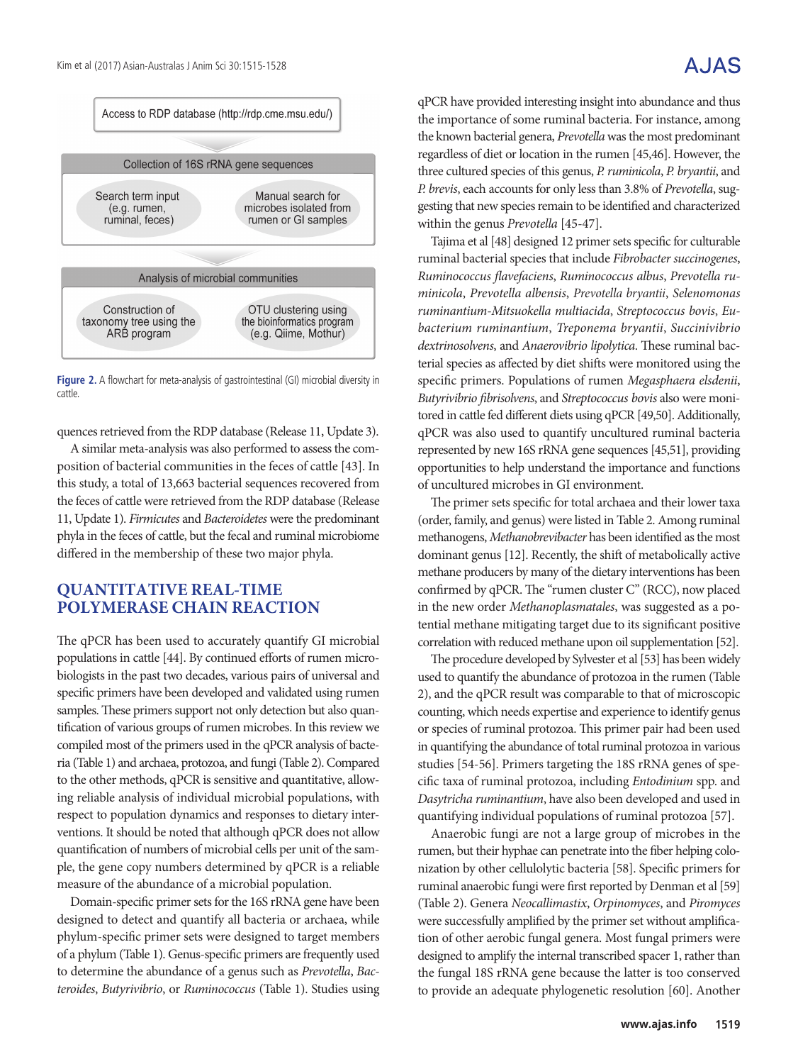Access to RDP database (http://rdp.cme.msu.edu/)

Collection of 16S rRNA gene sequences

- Search term input (e.g. rumen, ruminal, feces)
- Manual search for microbes isolated from rumen or GI samples

Analysis of microbial communities

- Construction of taxonomy tree using the ARB program
- OTU clustering using the bioinformatics program (e.g. Qiime, Mothur)

**Figure 2.** A flowchart for meta-analysis of gastrointestinal (GI) microbial diversity in cattle.

quences retrieved from the RDP database (Release 11, Update 3).

A similar meta-analysis was also performed to assess the composition of bacterial communities in the feces of cattle [43]. In this study, a total of 13,663 bacterial sequences recovered from the feces of cattle were retrieved from the RDP database (Release 11, Update 1). *Firmicutes* and *Bacteroidetes* were the predominant phyla in the feces of cattle, but the fecal and ruminal microbiome differed in the membership of these two major phyla.

## QUANTITATIVE REAL-TIME POLYMERASE CHAIN REACTION

The qPCR has been used to accurately quantify GI microbial populations in cattle [44]. By continued efforts of rumen microbiologists in the past two decades, various pairs of universal and specific primers have been developed and validated using rumen samples. These primers support not only detection but also quantification of various groups of rumen microbes. In this review we compiled most of the primers used in the qPCR analysis of bacteria (Table 1) and archaea, protozoa, and fungi (Table 2). Compared to the other methods, qPCR is sensitive and quantitative, allowing reliable analysis of individual microbial populations, with respect to population dynamics and responses to dietary interventions. It should be noted that although qPCR does not allow quantification of numbers of microbial cells per unit of the sample, the gene copy numbers determined by qPCR is a reliable measure of the abundance of a microbial population.

Domain-specific primer sets for the 16S rRNA gene have been designed to detect and quantify all bacteria or archaea, while phylum-specific primer sets were designed to target members of a phylum (Table 1). Genus-specific primers are frequently used to determine the abundance of a genus such as *Prevotella*, *Bacteroides*, *Butyrivibrio*, or *Ruminococcus* (Table 1). Studies using qPCR have provided interesting insight into abundance and thus the importance of some ruminal bacteria. For instance, among the known bacterial genera, *Prevotella* was the most predominant regardless of diet or location in the rumen [45,46]. However, the three cultured species of this genus, *P. ruminicola*, *P. bryantii*, and *P. brevis*, each accounts for only less than 3.8% of *Prevotella*, suggesting that new species remain to be identified and characterized within the genus *Prevotella* [45-47].

Tajima et al [48] designed 12 primer sets specific for culturable ruminal bacterial species that include *Fibrobacter succinogenes*, *Ruminococcus flavefaciens*, *Ruminococcus albus*, *Prevotella ruminicola*, *Prevotella albensis*, *Prevotella bryantii*, *Selenomonas ruminantium-Mitsuokella multiacida*, *Streptococcus bovis*, *Eubacterium ruminantium*, *Treponema bryantii*, *Succinivibrio dextrinosolvens*, and *Anaerovibrio lipolytica*. These ruminal bacterial species as affected by diet shifts were monitored using the specific primers. Populations of rumen *Megasphaera elsdenii*, *Butyrivibrio fibrisolvens*, and *Streptococcus bovis* also were monitored in cattle fed different diets using qPCR [49,50]. Additionally, qPCR was also used to quantify uncultured ruminal bacteria represented by new 16S rRNA gene sequences [45,51], providing opportunities to help understand the importance and functions of uncultured microbes in GI environment.

The primer sets specific for total archaea and their lower taxa (order, family, and genus) were listed in Table 2. Among ruminal methanogens, *Methanobrevibacter* has been identified as the most dominant genus [12]. Recently, the shift of metabolically active methane producers by many of the dietary interventions has been confirmed by qPCR. The "rumen cluster C" (RCC), now placed in the new order *Methanoplasmatales*, was suggested as a potential methane mitigating target due to its significant positive correlation with reduced methane upon oil supplementation [52].

The procedure developed by Sylvester et al [53] has been widely used to quantify the abundance of protozoa in the rumen (Table 2), and the qPCR result was comparable to that of microscopic counting, which needs expertise and experience to identify genus or species of ruminal protozoa. This primer pair had been used in quantifying the abundance of total ruminal protozoa in various studies [54-56]. Primers targeting the 18S rRNA genes of specific taxa of ruminal protozoa, including *Entodinium* spp. and *Dasytricha ruminantium*, have also been developed and used in quantifying individual populations of ruminal protozoa [57].

Anaerobic fungi are not a large group of microbes in the rumen, but their hyphae can penetrate into the fiber helping colonization by other cellulolytic bacteria [58]. Specific primers for ruminal anaerobic fungi were first reported by Denman et al [59] (Table 2). Genera *Neocallimastix*, *Orpinomyces*, and *Piromyces* were successfully amplified by the primer set without amplification of other aerobic fungal genera. Most fungal primers were designed to amplify the internal transcribed spacer 1, rather than the fungal 18S rRNA gene because the latter is too conserved to provide an adequate phylogenetic resolution [60]. Another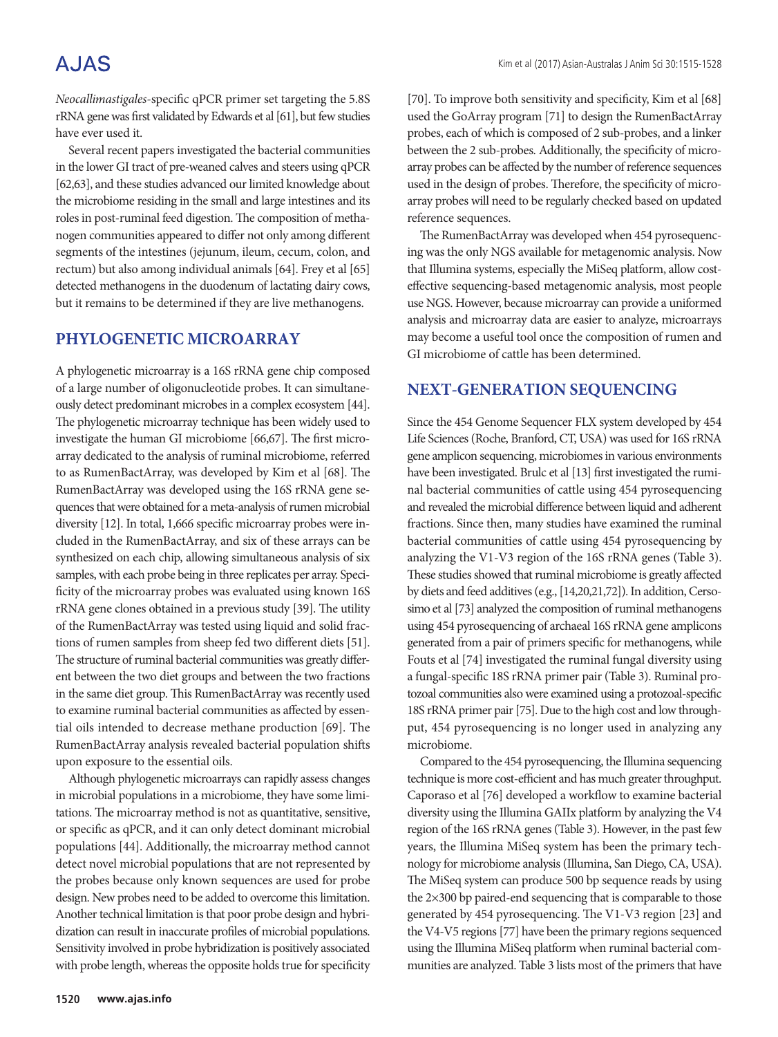*Neocallimastigales*-specific qPCR primer set targeting the 5.8S rRNA gene was first validated by Edwards et al [61], but few studies have ever used it.

Several recent papers investigated the bacterial communities in the lower GI tract of pre-weaned calves and steers using qPCR [62,63], and these studies advanced our limited knowledge about the microbiome residing in the small and large intestines and its roles in post-ruminal feed digestion. The composition of methanogen communities appeared to differ not only among different segments of the intestines (jejunum, ileum, cecum, colon, and rectum) but also among individual animals [64]. Frey et al [65] detected methanogens in the duodenum of lactating dairy cows, but it remains to be determined if they are live methanogens.

## PHYLOGENETIC MICROARRAY

A phylogenetic microarray is a 16S rRNA gene chip composed of a large number of oligonucleotide probes. It can simultaneously detect predominant microbes in a complex ecosystem [44]. The phylogenetic microarray technique has been widely used to investigate the human GI microbiome [66,67]. The first microarray dedicated to the analysis of ruminal microbiome, referred to as RumenBactArray, was developed by Kim et al [68]. The RumenBactArray was developed using the 16S rRNA gene sequences that were obtained for a meta-analysis of rumen microbial diversity [12]. In total, 1,666 specific microarray probes were included in the RumenBactArray, and six of these arrays can be synthesized on each chip, allowing simultaneous analysis of six samples, with each probe being in three replicates per array. Specificity of the microarray probes was evaluated using known 16S rRNA gene clones obtained in a previous study [39]. The utility of the RumenBactArray was tested using liquid and solid fractions of rumen samples from sheep fed two different diets [51]. The structure of ruminal bacterial communities was greatly different between the two diet groups and between the two fractions in the same diet group. This RumenBactArray was recently used to examine ruminal bacterial communities as affected by essential oils intended to decrease methane production [69]. The RumenBactArray analysis revealed bacterial population shifts upon exposure to the essential oils.

Although phylogenetic microarrays can rapidly assess changes in microbial populations in a microbiome, they have some limitations. The microarray method is not as quantitative, sensitive, or specific as qPCR, and it can only detect dominant microbial populations [44]. Additionally, the microarray method cannot detect novel microbial populations that are not represented by the probes because only known sequences are used for probe design. New probes need to be added to overcome this limitation. Another technical limitation is that poor probe design and hybridization can result in inaccurate profiles of microbial populations. Sensitivity involved in probe hybridization is positively associated with probe length, whereas the opposite holds true for specificity [70]. To improve both sensitivity and specificity, Kim et al [68] used the GoArray program [71] to design the RumenBactArray probes, each of which is composed of 2 sub-probes, and a linker between the 2 sub-probes. Additionally, the specificity of microarray probes can be affected by the number of reference sequences used in the design of probes. Therefore, the specificity of microarray probes will need to be regularly checked based on updated reference sequences.

The RumenBactArray was developed when 454 pyrosequencing was the only NGS available for metagenomic analysis. Now that Illumina systems, especially the MiSeq platform, allow cost-effective sequencing-based metagenomic analysis, most people use NGS. However, because microarray can provide a uniformed analysis and microarray data are easier to analyze, microarrays may become a useful tool once the composition of rumen and GI microbiome of cattle has been determined.

## NEXT-GENERATION SEQUENCING

Since the 454 Genome Sequencer FLX system developed by 454 Life Sciences (Roche, Branford, CT, USA) was used for 16S rRNA gene amplicon sequencing, microbiomes in various environments have been investigated. Brulc et al [13] first investigated the ruminal bacterial communities of cattle using 454 pyrosequencing and revealed the microbial difference between liquid and adherent fractions. Since then, many studies have examined the ruminal bacterial communities of cattle using 454 pyrosequencing by analyzing the V1-V3 region of the 16S rRNA genes (Table 3). These studies showed that ruminal microbiome is greatly affected by diets and feed additives (e.g., [14,20,21,72]). In addition, Cersosimo et al [73] analyzed the composition of ruminal methanogens using 454 pyrosequencing of archaeal 16S rRNA gene amplicons generated from a pair of primers specific for methanogens, while Fouts et al [74] investigated the ruminal fungal diversity using a fungal-specific 18S rRNA primer pair (Table 3). Ruminal protozoal communities also were examined using a protozoal-specific 18S rRNA primer pair [75]. Due to the high cost and low throughput, 454 pyrosequencing is no longer used in analyzing any microbiome.

Compared to the 454 pyrosequencing, the Illumina sequencing technique is more cost-efficient and has much greater throughput. Caporaso et al [76] developed a workflow to examine bacterial diversity using the Illumina GAIIx platform by analyzing the V4 region of the 16S rRNA genes (Table 3). However, in the past few years, the Illumina MiSeq system has been the primary technology for microbiome analysis (Illumina, San Diego, CA, USA). The MiSeq system can produce 500 bp sequence reads by using the 2×300 bp paired-end sequencing that is comparable to those generated by 454 pyrosequencing. The V1-V3 region [23] and the V4-V5 regions [77] have been the primary regions sequenced using the Illumina MiSeq platform when ruminal bacterial communities are analyzed. Table 3 lists most of the primers that have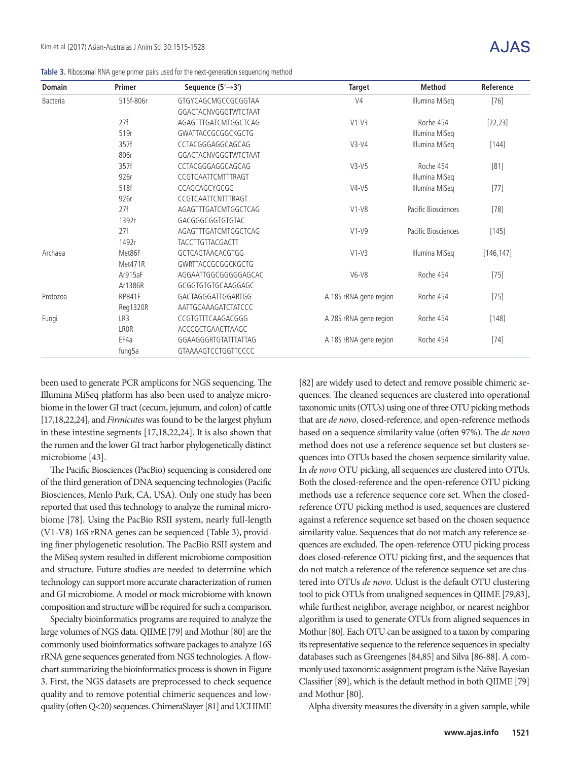**Table 3.** Ribosomal RNA gene primer pairs used for the next-generation sequencing method

| Domain | Primer | Sequence (5′→3′) | Target | Method | Reference |
|---|---|---|---|---|---|
| Bacteria | 515f-806r | GTGYCAGCMGCCGCGGTAA | V4 | Illumina MiSeq | [76] |
| | | GGACTACNVGGGTWTCTAAT | | | |
| | 27f | AGAGTTTGATCMTGGCTCAG | V1-V3 | Roche 454 | [22,23] |
| | 519r | GWATTACCGCGGCKGCTG | | Illumina MiSeq | |
| | 357f | CCTACGGGAGGCAGCAG | V3-V4 | Illumina MiSeq | [144] |
| | 806r | GGACTACNVGGGTWTCTAAT | | | |
| | 357f | CCTACGGGAGGCAGCAG | V3-V5 | Roche 454 | [81] |
| | 926r | CCGTCAATTCMTTTRAGT | | Illumina MiSeq | |
| | 518f | CCAGCAGCYGCGG | V4-V5 | Illumina MiSeq | [77] |
| | 926r | CCGTCAATTCNTTTRAGT | | | |
| | 27f | AGAGTTTGATCMTGGCTCAG | V1-V8 | Pacific Biosciences | [78] |
| | 1392r | GACGGGCGGTGTGTAC | | | |
| | 27f | AGAGTTTGATCMTGGCTCAG | V1-V9 | Pacific Biosciences | [145] |
| | 1492r | TACCTTGTTACGACTT | | | |
| Archaea | Met86F | GCTCAGTAACACGTGG | V1-V3 | Illumina MiSeq | [146, 147] |
| | Met471R | GWRTTACCGCGGCKGCTG | | | |
| | Ar915aF | AGGAATTGGCGGGGGAGCAC | V6-V8 | Roche 454 | [75] |
| | Ar1386R | GCGGTGTGTGCAAGGAGC | | | |
| Protozoa | RP841F | GACTAGGGATTGGARTGG | A 18S rRNA gene region | Roche 454 | [75] |
| | Reg1320R | AATTGCAAAGATCTATCCC | | | |
| Fungi | LR3 | CCGTGTTTCAAGACGGG | A 28S rRNA gene region | Roche 454 | [148] |
| | LR0R | ACCCGCTGAACTTAAGC | | | |
| | EF4a | GGAAGGGRTGTATTTATTAG | A 18S rRNA gene region | Roche 454 | [74] |
| | fung5a | GTAAAAGTCCTGGTTCCCC | | | |

been used to generate PCR amplicons for NGS sequencing. The Illumina MiSeq platform has also been used to analyze microbiome in the lower GI tract (cecum, jejunum, and colon) of cattle [17,18,22,24], and *Firmicutes* was found to be the largest phylum in these intestine segments [17,18,22,24]. It is also shown that the rumen and the lower GI tract harbor phylogenetically distinct microbiome [43].

The Pacific Biosciences (PacBio) sequencing is considered one of the third generation of DNA sequencing technologies (Pacific Biosciences, Menlo Park, CA, USA). Only one study has been reported that used this technology to analyze the ruminal microbiome [78]. Using the PacBio RSII system, nearly full-length (V1-V8) 16S rRNA genes can be sequenced (Table 3), providing finer phylogenetic resolution. The PacBio RSII system and the MiSeq system resulted in different microbiome composition and structure. Future studies are needed to determine which technology can support more accurate characterization of rumen and GI microbiome. A model or mock microbiome with known composition and structure will be required for such a comparison.

Specialty bioinformatics programs are required to analyze the large volumes of NGS data. QIIME [79] and Mothur [80] are the commonly used bioinformatics software packages to analyze 16S rRNA gene sequences generated from NGS technologies. A flowchart summarizing the bioinformatics process is shown in Figure 3. First, the NGS datasets are preprocessed to check sequence quality and to remove potential chimeric sequences and low-quality (often Q<20) sequences. ChimeraSlayer [81] and UCHIME [82] are widely used to detect and remove possible chimeric sequences. The cleaned sequences are clustered into operational taxonomic units (OTUs) using one of three OTU picking methods that are *de novo*, closed-reference, and open-reference methods based on a sequence similarity value (often 97%). The *de novo* method does not use a reference sequence set but clusters sequences into OTUs based the chosen sequence similarity value. In *de novo* OTU picking, all sequences are clustered into OTUs. Both the closed-reference and the open-reference OTU picking methods use a reference sequence core set. When the closed-reference OTU picking method is used, sequences are clustered against a reference sequence set based on the chosen sequence similarity value. Sequences that do not match any reference sequences are excluded. The open-reference OTU picking process does closed-reference OTU picking first, and the sequences that do not match a reference of the reference sequence set are clustered into OTUs *de novo*. Uclust is the default OTU clustering tool to pick OTUs from unaligned sequences in QIIME [79,83], while furthest neighbor, average neighbor, or nearest neighbor algorithm is used to generate OTUs from aligned sequences in Mothur [80]. Each OTU can be assigned to a taxon by comparing its representative sequence to the reference sequences in specialty databases such as Greengenes [84,85] and Silva [86-88]. A commonly used taxonomic assignment program is the Naïve Bayesian Classifier [89], which is the default method in both QIIME [79] and Mothur [80].

Alpha diversity measures the diversity in a given sample, while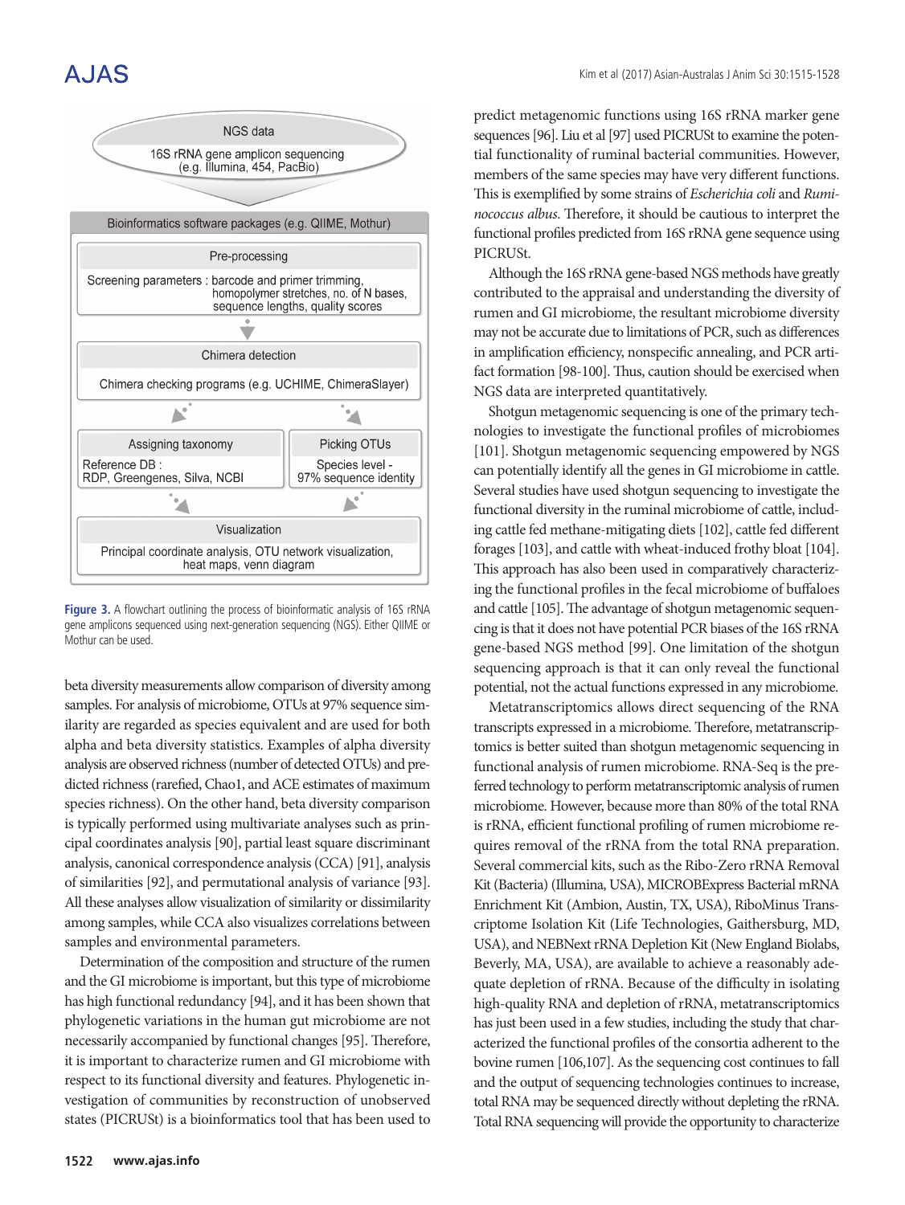NGS data

16S rRNA gene amplicon sequencing (e.g. Illumina, 454, PacBio)

Bioinformatics software packages (e.g. QIIME, Mothur)

Pre-processing

Screening parameters : barcode and primer trimming, homopolymer stretches, no. of N bases, sequence lengths, quality scores

Chimera detection

Chimera checking programs (e.g. UCHIME, ChimeraSlayer)

Assigning taxonomy

Reference DB : RDP, Greengenes, Silva, NCBI

Picking OTUs

Species level - 97% sequence identity

Visualization

Principal coordinate analysis, OTU network visualization, heat maps, venn diagram

**Figure 3.** A flowchart outlining the process of bioinformatic analysis of 16S rRNA gene amplicons sequenced using next-generation sequencing (NGS). Either QIIME or Mothur can be used.

beta diversity measurements allow comparison of diversity among samples. For analysis of microbiome, OTUs at 97% sequence similarity are regarded as species equivalent and are used for both alpha and beta diversity statistics. Examples of alpha diversity analysis are observed richness (number of detected OTUs) and predicted richness (rarefied, Chao1, and ACE estimates of maximum species richness). On the other hand, beta diversity comparison is typically performed using multivariate analyses such as principal coordinates analysis [90], partial least square discriminant analysis, canonical correspondence analysis (CCA) [91], analysis of similarities [92], and permutational analysis of variance [93]. All these analyses allow visualization of similarity or dissimilarity among samples, while CCA also visualizes correlations between samples and environmental parameters.

Determination of the composition and structure of the rumen and the GI microbiome is important, but this type of microbiome has high functional redundancy [94], and it has been shown that phylogenetic variations in the human gut microbiome are not necessarily accompanied by functional changes [95]. Therefore, it is important to characterize rumen and GI microbiome with respect to its functional diversity and features. Phylogenetic investigation of communities by reconstruction of unobserved states (PICRUSt) is a bioinformatics tool that has been used to predict metagenomic functions using 16S rRNA marker gene sequences [96]. Liu et al [97] used PICRUSt to examine the potential functionality of ruminal bacterial communities. However, members of the same species may have very different functions. This is exemplified by some strains of *Escherichia coli* and *Ruminococcus albus*. Therefore, it should be cautious to interpret the functional profiles predicted from 16S rRNA gene sequence using PICRUSt.

Although the 16S rRNA gene-based NGS methods have greatly contributed to the appraisal and understanding the diversity of rumen and GI microbiome, the resultant microbiome diversity may not be accurate due to limitations of PCR, such as differences in amplification efficiency, nonspecific annealing, and PCR artifact formation [98-100]. Thus, caution should be exercised when NGS data are interpreted quantitatively.

Shotgun metagenomic sequencing is one of the primary technologies to investigate the functional profiles of microbiomes [101]. Shotgun metagenomic sequencing empowered by NGS can potentially identify all the genes in GI microbiome in cattle. Several studies have used shotgun sequencing to investigate the functional diversity in the ruminal microbiome of cattle, including cattle fed methane-mitigating diets [102], cattle fed different forages [103], and cattle with wheat-induced frothy bloat [104]. This approach has also been used in comparatively characterizing the functional profiles in the fecal microbiome of buffaloes and cattle [105]. The advantage of shotgun metagenomic sequencing is that it does not have potential PCR biases of the 16S rRNA gene-based NGS method [99]. One limitation of the shotgun sequencing approach is that it can only reveal the functional potential, not the actual functions expressed in any microbiome.

Metatranscriptomics allows direct sequencing of the RNA transcripts expressed in a microbiome. Therefore, metatranscriptomics is better suited than shotgun metagenomic sequencing in functional analysis of rumen microbiome. RNA-Seq is the preferred technology to perform metatranscriptomic analysis of rumen microbiome. However, because more than 80% of the total RNA is rRNA, efficient functional profiling of rumen microbiome requires removal of the rRNA from the total RNA preparation. Several commercial kits, such as the Ribo-Zero rRNA Removal Kit (Bacteria) (Illumina, USA), MICROBExpress Bacterial mRNA Enrichment Kit (Ambion, Austin, TX, USA), RiboMinus Transcriptome Isolation Kit (Life Technologies, Gaithersburg, MD, USA), and NEBNext rRNA Depletion Kit (New England Biolabs, Beverly, MA, USA), are available to achieve a reasonably adequate depletion of rRNA. Because of the difficulty in isolating high-quality RNA and depletion of rRNA, metatranscriptomics has just been used in a few studies, including the study that characterized the functional profiles of the consortia adherent to the bovine rumen [106,107]. As the sequencing cost continues to fall and the output of sequencing technologies continues to increase, total RNA may be sequenced directly without depleting the rRNA. Total RNA sequencing will provide the opportunity to characterize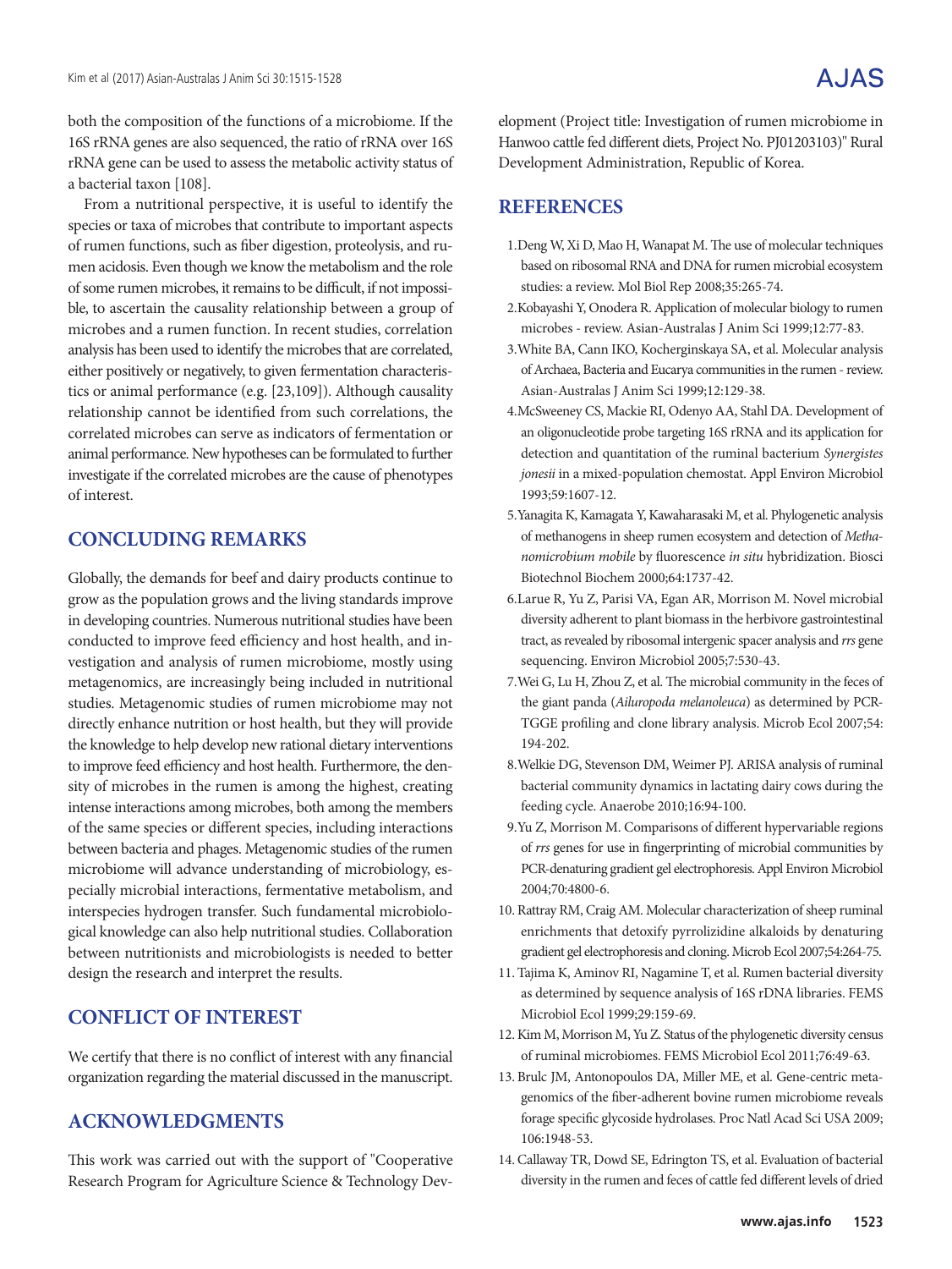both the composition of the functions of a microbiome. If the 16S rRNA genes are also sequenced, the ratio of rRNA over 16S rRNA gene can be used to assess the metabolic activity status of a bacterial taxon [108].

From a nutritional perspective, it is useful to identify the species or taxa of microbes that contribute to important aspects of rumen functions, such as fiber digestion, proteolysis, and rumen acidosis. Even though we know the metabolism and the role of some rumen microbes, it remains to be difficult, if not impossible, to ascertain the causality relationship between a group of microbes and a rumen function. In recent studies, correlation analysis has been used to identify the microbes that are correlated, either positively or negatively, to given fermentation characteristics or animal performance (e.g. [23,109]). Although causality relationship cannot be identified from such correlations, the correlated microbes can serve as indicators of fermentation or animal performance. New hypotheses can be formulated to further investigate if the correlated microbes are the cause of phenotypes of interest.

## CONCLUDING REMARKS

Globally, the demands for beef and dairy products continue to grow as the population grows and the living standards improve in developing countries. Numerous nutritional studies have been conducted to improve feed efficiency and host health, and investigation and analysis of rumen microbiome, mostly using metagenomics, are increasingly being included in nutritional studies. Metagenomic studies of rumen microbiome may not directly enhance nutrition or host health, but they will provide the knowledge to help develop new rational dietary interventions to improve feed efficiency and host health. Furthermore, the density of microbes in the rumen is among the highest, creating intense interactions among microbes, both among the members of the same species or different species, including interactions between bacteria and phages. Metagenomic studies of the rumen microbiome will advance understanding of microbiology, especially microbial interactions, fermentative metabolism, and interspecies hydrogen transfer. Such fundamental microbiological knowledge can also help nutritional studies. Collaboration between nutritionists and microbiologists is needed to better design the research and interpret the results.

## CONFLICT OF INTEREST

We certify that there is no conflict of interest with any financial organization regarding the material discussed in the manuscript.

## ACKNOWLEDGMENTS

This work was carried out with the support of "Cooperative Research Program for Agriculture Science & Technology Development (Project title: Investigation of rumen microbiome in Hanwoo cattle fed different diets, Project No. PJ01203103)" Rural Development Administration, Republic of Korea.

## REFERENCES

1. Deng W, Xi D, Mao H, Wanapat M. The use of molecular techniques based on ribosomal RNA and DNA for rumen microbial ecosystem studies: a review. Mol Biol Rep 2008;35:265-74.
2. Kobayashi Y, Onodera R. Application of molecular biology to rumen microbes - review. Asian-Australas J Anim Sci 1999;12:77-83.
3. White BA, Cann IKO, Kocherginskaya SA, et al. Molecular analysis of Archaea, Bacteria and Eucarya communities in the rumen - review. Asian-Australas J Anim Sci 1999;12:129-38.
4. McSweeney CS, Mackie RI, Odenyo AA, Stahl DA. Development of an oligonucleotide probe targeting 16S rRNA and its application for detection and quantitation of the ruminal bacterium *Synergistes jonesii* in a mixed-population chemostat. Appl Environ Microbiol 1993;59:1607-12.
5. Yanagita K, Kamagata Y, Kawaharasaki M, et al. Phylogenetic analysis of methanogens in sheep rumen ecosystem and detection of *Methanomicrobium mobile* by fluorescence *in situ* hybridization. Biosci Biotechnol Biochem 2000;64:1737-42.
6. Larue R, Yu Z, Parisi VA, Egan AR, Morrison M. Novel microbial diversity adherent to plant biomass in the herbivore gastrointestinal tract, as revealed by ribosomal intergenic spacer analysis and *rrs* gene sequencing. Environ Microbiol 2005;7:530-43.
7. Wei G, Lu H, Zhou Z, et al. The microbial community in the feces of the giant panda (*Ailuropoda melanoleuca*) as determined by PCR-TGGE profiling and clone library analysis. Microb Ecol 2007;54:194-202.
8. Welkie DG, Stevenson DM, Weimer PJ. ARISA analysis of ruminal bacterial community dynamics in lactating dairy cows during the feeding cycle. Anaerobe 2010;16:94-100.
9. Yu Z, Morrison M. Comparisons of different hypervariable regions of *rrs* genes for use in fingerprinting of microbial communities by PCR-denaturing gradient gel electrophoresis. Appl Environ Microbiol 2004;70:4800-6.
10. Rattray RM, Craig AM. Molecular characterization of sheep ruminal enrichments that detoxify pyrrolizidine alkaloids by denaturing gradient gel electrophoresis and cloning. Microb Ecol 2007;54:264-75.
11. Tajima K, Aminov RI, Nagamine T, et al. Rumen bacterial diversity as determined by sequence analysis of 16S rDNA libraries. FEMS Microbiol Ecol 1999;29:159-69.
12. Kim M, Morrison M, Yu Z. Status of the phylogenetic diversity census of ruminal microbiomes. FEMS Microbiol Ecol 2011;76:49-63.
13. Brulc JM, Antonopoulos DA, Miller ME, et al. Gene-centric metagenomics of the fiber-adherent bovine rumen microbiome reveals forage specific glycoside hydrolases. Proc Natl Acad Sci USA 2009;106:1948-53.
14. Callaway TR, Dowd SE, Edrington TS, et al. Evaluation of bacterial diversity in the rumen and feces of cattle fed different levels of dried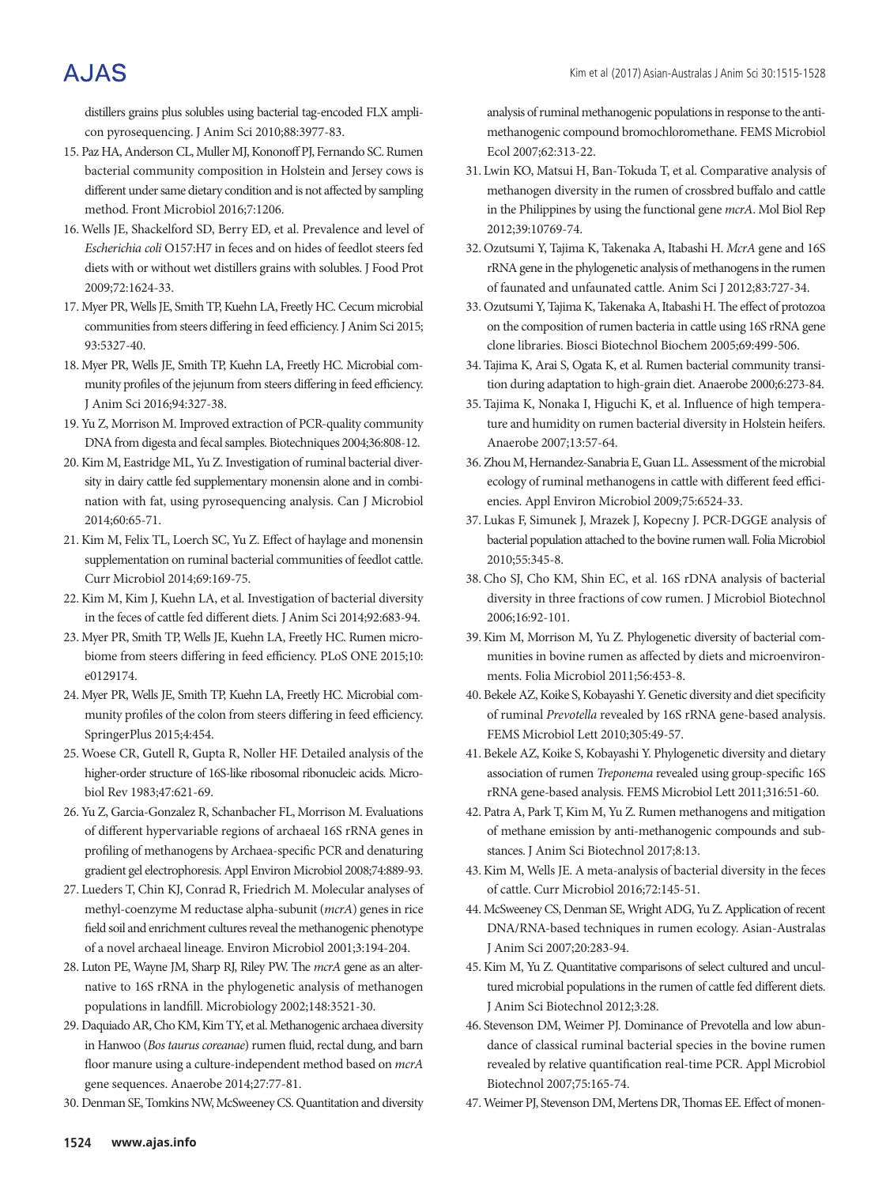distillers grains plus solubles using bacterial tag-encoded FLX amplicon pyrosequencing. J Anim Sci 2010;88:3977-83.

15. Paz HA, Anderson CL, Muller MJ, Kononoff PJ, Fernando SC. Rumen bacterial community composition in Holstein and Jersey cows is different under same dietary condition and is not affected by sampling method. Front Microbiol 2016;7:1206.
16. Wells JE, Shackelford SD, Berry ED, et al. Prevalence and level of *Escherichia coli* O157:H7 in feces and on hides of feedlot steers fed diets with or without wet distillers grains with solubles. J Food Prot 2009;72:1624-33.
17. Myer PR, Wells JE, Smith TP, Kuehn LA, Freetly HC. Cecum microbial communities from steers differing in feed efficiency. J Anim Sci 2015; 93:5327-40.
18. Myer PR, Wells JE, Smith TP, Kuehn LA, Freetly HC. Microbial community profiles of the jejunum from steers differing in feed efficiency. J Anim Sci 2016;94:327-38.
19. Yu Z, Morrison M. Improved extraction of PCR-quality community DNA from digesta and fecal samples. Biotechniques 2004;36:808-12.
20. Kim M, Eastridge ML, Yu Z. Investigation of ruminal bacterial diversity in dairy cattle fed supplementary monensin alone and in combination with fat, using pyrosequencing analysis. Can J Microbiol 2014;60:65-71.
21. Kim M, Felix TL, Loerch SC, Yu Z. Effect of haylage and monensin supplementation on ruminal bacterial communities of feedlot cattle. Curr Microbiol 2014;69:169-75.
22. Kim M, Kim J, Kuehn LA, et al. Investigation of bacterial diversity in the feces of cattle fed different diets. J Anim Sci 2014;92:683-94.
23. Myer PR, Smith TP, Wells JE, Kuehn LA, Freetly HC. Rumen microbiome from steers differing in feed efficiency. PLoS ONE 2015;10: e0129174.
24. Myer PR, Wells JE, Smith TP, Kuehn LA, Freetly HC. Microbial community profiles of the colon from steers differing in feed efficiency. SpringerPlus 2015;4:454.
25. Woese CR, Gutell R, Gupta R, Noller HF. Detailed analysis of the higher-order structure of 16S-like ribosomal ribonucleic acids. Microbiol Rev 1983;47:621-69.
26. Yu Z, Garcia-Gonzalez R, Schanbacher FL, Morrison M. Evaluations of different hypervariable regions of archaeal 16S rRNA genes in profiling of methanogens by Archaea-specific PCR and denaturing gradient gel electrophoresis. Appl Environ Microbiol 2008;74:889-93.
27. Lueders T, Chin KJ, Conrad R, Friedrich M. Molecular analyses of methyl-coenzyme M reductase alpha-subunit (*mcrA*) genes in rice field soil and enrichment cultures reveal the methanogenic phenotype of a novel archaeal lineage. Environ Microbiol 2001;3:194-204.
28. Luton PE, Wayne JM, Sharp RJ, Riley PW. The *mcrA* gene as an alternative to 16S rRNA in the phylogenetic analysis of methanogen populations in landfill. Microbiology 2002;148:3521-30.
29. Daquiado AR, Cho KM, Kim TY, et al. Methanogenic archaea diversity in Hanwoo (*Bos taurus coreanae*) rumen fluid, rectal dung, and barn floor manure using a culture-independent method based on *mcrA* gene sequences. Anaerobe 2014;27:77-81.
30. Denman SE, Tomkins NW, McSweeney CS. Quantitation and diversity analysis of ruminal methanogenic populations in response to the anti-methanogenic compound bromochloromethane. FEMS Microbiol Ecol 2007;62:313-22.
31. Lwin KO, Matsui H, Ban-Tokuda T, et al. Comparative analysis of methanogen diversity in the rumen of crossbred buffalo and cattle in the Philippines by using the functional gene *mcrA*. Mol Biol Rep 2012;39:10769-74.
32. Ozutsumi Y, Tajima K, Takenaka A, Itabashi H. *McrA* gene and 16S rRNA gene in the phylogenetic analysis of methanogens in the rumen of faunated and unfaunated cattle. Anim Sci J 2012;83:727-34.
33. Ozutsumi Y, Tajima K, Takenaka A, Itabashi H. The effect of protozoa on the composition of rumen bacteria in cattle using 16S rRNA gene clone libraries. Biosci Biotechnol Biochem 2005;69:499-506.
34. Tajima K, Arai S, Ogata K, et al. Rumen bacterial community transition during adaptation to high-grain diet. Anaerobe 2000;6:273-84.
35. Tajima K, Nonaka I, Higuchi K, et al. Influence of high temperature and humidity on rumen bacterial diversity in Holstein heifers. Anaerobe 2007;13:57-64.
36. Zhou M, Hernandez-Sanabria E, Guan LL. Assessment of the microbial ecology of ruminal methanogens in cattle with different feed efficiencies. Appl Environ Microbiol 2009;75:6524-33.
37. Lukas F, Simunek J, Mrazek J, Kopecny J. PCR-DGGE analysis of bacterial population attached to the bovine rumen wall. Folia Microbiol 2010;55:345-8.
38. Cho SJ, Cho KM, Shin EC, et al. 16S rDNA analysis of bacterial diversity in three fractions of cow rumen. J Microbiol Biotechnol 2006;16:92-101.
39. Kim M, Morrison M, Yu Z. Phylogenetic diversity of bacterial communities in bovine rumen as affected by diets and microenvironments. Folia Microbiol 2011;56:453-8.
40. Bekele AZ, Koike S, Kobayashi Y. Genetic diversity and diet specificity of ruminal *Prevotella* revealed by 16S rRNA gene-based analysis. FEMS Microbiol Lett 2010;305:49-57.
41. Bekele AZ, Koike S, Kobayashi Y. Phylogenetic diversity and dietary association of rumen *Treponema* revealed using group-specific 16S rRNA gene-based analysis. FEMS Microbiol Lett 2011;316:51-60.
42. Patra A, Park T, Kim M, Yu Z. Rumen methanogens and mitigation of methane emission by anti-methanogenic compounds and substances. J Anim Sci Biotechnol 2017;8:13.
43. Kim M, Wells JE. A meta-analysis of bacterial diversity in the feces of cattle. Curr Microbiol 2016;72:145-51.
44. McSweeney CS, Denman SE, Wright ADG, Yu Z. Application of recent DNA/RNA-based techniques in rumen ecology. Asian-Australas J Anim Sci 2007;20:283-94.
45. Kim M, Yu Z. Quantitative comparisons of select cultured and uncultured microbial populations in the rumen of cattle fed different diets. J Anim Sci Biotechnol 2012;3:28.
46. Stevenson DM, Weimer PJ. Dominance of Prevotella and low abundance of classical ruminal bacterial species in the bovine rumen revealed by relative quantification real-time PCR. Appl Microbiol Biotechnol 2007;75:165-74.
47. Weimer PJ, Stevenson DM, Mertens DR, Thomas EE. Effect of monen-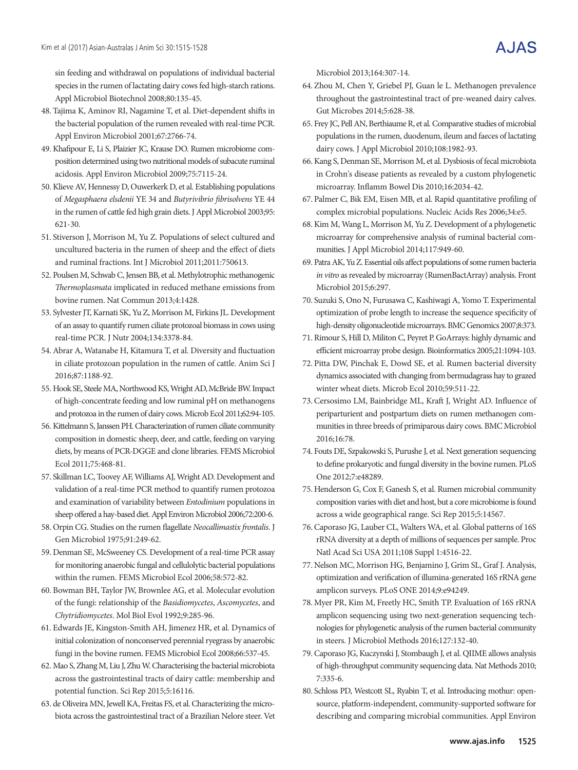sin feeding and withdrawal on populations of individual bacterial species in the rumen of lactating dairy cows fed high-starch rations. Appl Microbiol Biotechnol 2008;80:135-45.

48. Tajima K, Aminov RI, Nagamine T, et al. Diet-dependent shifts in the bacterial population of the rumen revealed with real-time PCR. Appl Environ Microbiol 2001;67:2766-74.
49. Khafipour E, Li S, Plaizier JC, Krause DO. Rumen microbiome composition determined using two nutritional models of subacute ruminal acidosis. Appl Environ Microbiol 2009;75:7115-24.
50. Klieve AV, Hennessy D, Ouwerkerk D, et al. Establishing populations of *Megasphaera elsdenii* YE 34 and *Butyrivibrio fibrisolvens* YE 44 in the rumen of cattle fed high grain diets. J Appl Microbiol 2003;95:621-30.
51. Stiverson J, Morrison M, Yu Z. Populations of select cultured and uncultured bacteria in the rumen of sheep and the effect of diets and ruminal fractions. Int J Microbiol 2011;2011:750613.
52. Poulsen M, Schwab C, Jensen BB, et al. Methylotrophic methanogenic *Thermoplasmata* implicated in reduced methane emissions from bovine rumen. Nat Commun 2013;4:1428.
53. Sylvester JT, Karnati SK, Yu Z, Morrison M, Firkins JL. Development of an assay to quantify rumen ciliate protozoal biomass in cows using real-time PCR. J Nutr 2004;134:3378-84.
54. Abrar A, Watanabe H, Kitamura T, et al. Diversity and fluctuation in ciliate protozoan population in the rumen of cattle. Anim Sci J 2016;87:1188-92.
55. Hook SE, Steele MA, Northwood KS, Wright AD, McBride BW. Impact of high-concentrate feeding and low ruminal pH on methanogens and protozoa in the rumen of dairy cows. Microb Ecol 2011;62:94-105.
56. Kittelmann S, Janssen PH. Characterization of rumen ciliate community composition in domestic sheep, deer, and cattle, feeding on varying diets, by means of PCR-DGGE and clone libraries. FEMS Microbiol Ecol 2011;75:468-81.
57. Skillman LC, Toovey AF, Williams AJ, Wright AD. Development and validation of a real-time PCR method to quantify rumen protozoa and examination of variability between *Entodinium* populations in sheep offered a hay-based diet. Appl Environ Microbiol 2006;72:200-6.
58. Orpin CG. Studies on the rumen flagellate *Neocallimastix frontalis*. J Gen Microbiol 1975;91:249-62.
59. Denman SE, McSweeney CS. Development of a real-time PCR assay for monitoring anaerobic fungal and cellulolytic bacterial populations within the rumen. FEMS Microbiol Ecol 2006;58:572-82.
60. Bowman BH, Taylor JW, Brownlee AG, et al. Molecular evolution of the fungi: relationship of the *Basidiomycetes*, *Ascomycetes*, and *Chytridiomycetes*. Mol Biol Evol 1992;9:285-96.
61. Edwards JE, Kingston-Smith AH, Jimenez HR, et al. Dynamics of initial colonization of nonconserved perennial ryegrass by anaerobic fungi in the bovine rumen. FEMS Microbiol Ecol 2008;66:537-45.
62. Mao S, Zhang M, Liu J, Zhu W. Characterising the bacterial microbiota across the gastrointestinal tracts of dairy cattle: membership and potential function. Sci Rep 2015;5:16116.
63. de Oliveira MN, Jewell KA, Freitas FS, et al. Characterizing the microbiota across the gastrointestinal tract of a Brazilian Nelore steer. Vet Microbiol 2013;164:307-14.
64. Zhou M, Chen Y, Griebel PJ, Guan le L. Methanogen prevalence throughout the gastrointestinal tract of pre-weaned dairy calves. Gut Microbes 2014;5:628-38.
65. Frey JC, Pell AN, Berthiaume R, et al. Comparative studies of microbial populations in the rumen, duodenum, ileum and faeces of lactating dairy cows. J Appl Microbiol 2010;108:1982-93.
66. Kang S, Denman SE, Morrison M, et al. Dysbiosis of fecal microbiota in Crohn's disease patients as revealed by a custom phylogenetic microarray. Inflamm Bowel Dis 2010;16:2034-42.
67. Palmer C, Bik EM, Eisen MB, et al. Rapid quantitative profiling of complex microbial populations. Nucleic Acids Res 2006;34:e5.
68. Kim M, Wang L, Morrison M, Yu Z. Development of a phylogenetic microarray for comprehensive analysis of ruminal bacterial communities. J Appl Microbiol 2014;117:949-60.
69. Patra AK, Yu Z. Essential oils affect populations of some rumen bacteria *in vitro* as revealed by microarray (RumenBactArray) analysis. Front Microbiol 2015;6:297.
70. Suzuki S, Ono N, Furusawa C, Kashiwagi A, Yomo T. Experimental optimization of probe length to increase the sequence specificity of high-density oligonucleotide microarrays. BMC Genomics 2007;8:373.
71. Rimour S, Hill D, Militon C, Peyret P. GoArrays: highly dynamic and efficient microarray probe design. Bioinformatics 2005;21:1094-103.
72. Pitta DW, Pinchak E, Dowd SE, et al. Rumen bacterial diversity dynamics associated with changing from bermudagrass hay to grazed winter wheat diets. Microb Ecol 2010;59:511-22.
73. Cersosimo LM, Bainbridge ML, Kraft J, Wright AD. Influence of periparturient and postpartum diets on rumen methanogen communities in three breeds of primiparous dairy cows. BMC Microbiol 2016;16:78.
74. Fouts DE, Szpakowski S, Purushe J, et al. Next generation sequencing to define prokaryotic and fungal diversity in the bovine rumen. PLoS One 2012;7:e48289.
75. Henderson G, Cox F, Ganesh S, et al. Rumen microbial community composition varies with diet and host, but a core microbiome is found across a wide geographical range. Sci Rep 2015;5:14567.
76. Caporaso JG, Lauber CL, Walters WA, et al. Global patterns of 16S rRNA diversity at a depth of millions of sequences per sample. Proc Natl Acad Sci USA 2011;108 Suppl 1:4516-22.
77. Nelson MC, Morrison HG, Benjamino J, Grim SL, Graf J. Analysis, optimization and verification of illumina-generated 16S rRNA gene amplicon surveys. PLoS ONE 2014;9:e94249.
78. Myer PR, Kim M, Freetly HC, Smith TP. Evaluation of 16S rRNA amplicon sequencing using two next-generation sequencing technologies for phylogenetic analysis of the rumen bacterial community in steers. J Microbiol Methods 2016;127:132-40.
79. Caporaso JG, Kuczynski J, Stombaugh J, et al. QIIME allows analysis of high-throughput community sequencing data. Nat Methods 2010;7:335-6.
80. Schloss PD, Westcott SL, Ryabin T, et al. Introducing mothur: open-source, platform-independent, community-supported software for describing and comparing microbial communities. Appl Environ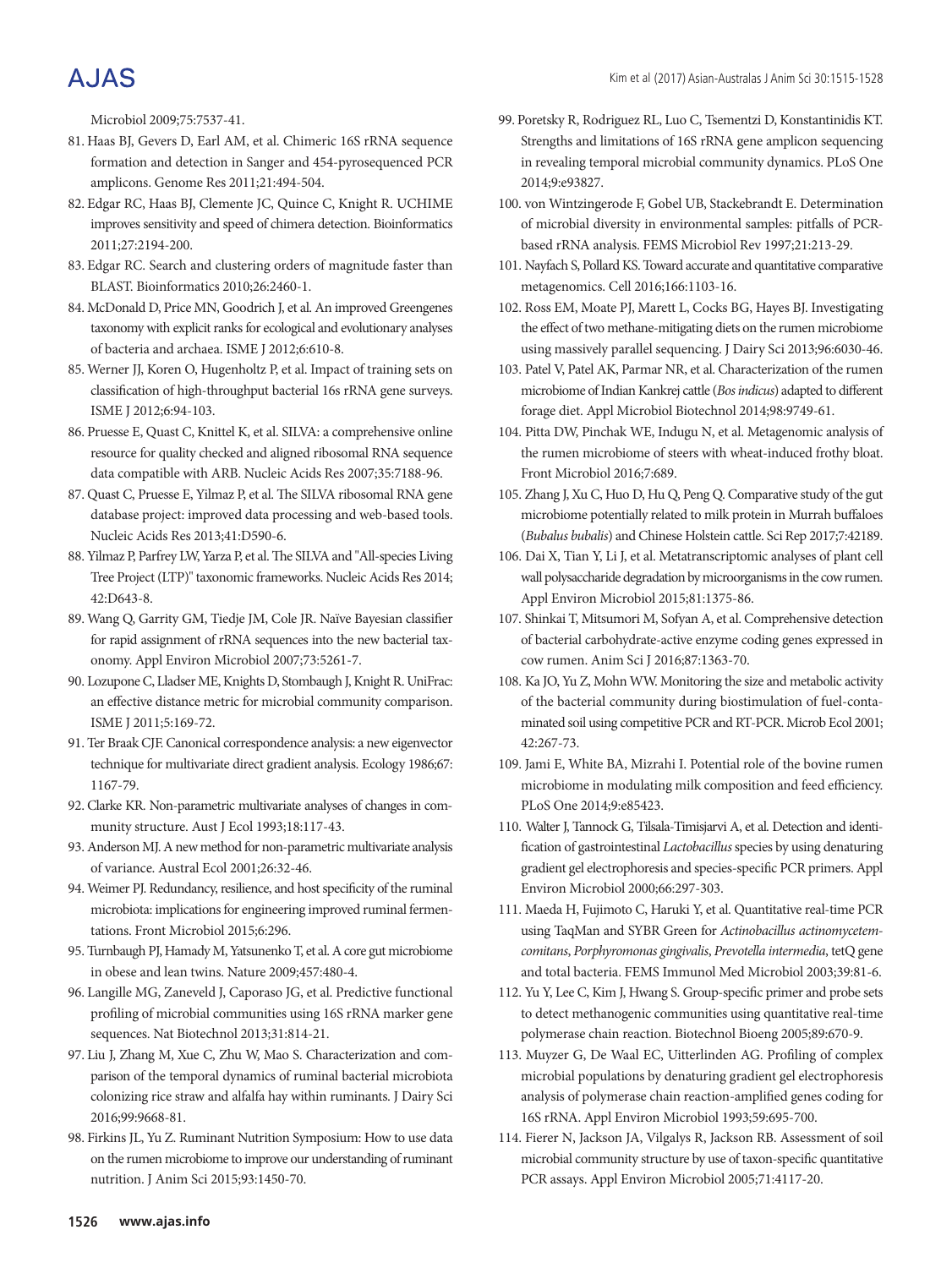Microbiol 2009;75:7537-41.

81. Haas BJ, Gevers D, Earl AM, et al. Chimeric 16S rRNA sequence formation and detection in Sanger and 454-pyrosequenced PCR amplicons. Genome Res 2011;21:494-504.
82. Edgar RC, Haas BJ, Clemente JC, Quince C, Knight R. UCHIME improves sensitivity and speed of chimera detection. Bioinformatics 2011;27:2194-200.
83. Edgar RC. Search and clustering orders of magnitude faster than BLAST. Bioinformatics 2010;26:2460-1.
84. McDonald D, Price MN, Goodrich J, et al. An improved Greengenes taxonomy with explicit ranks for ecological and evolutionary analyses of bacteria and archaea. ISME J 2012;6:610-8.
85. Werner JJ, Koren O, Hugenholtz P, et al. Impact of training sets on classification of high-throughput bacterial 16s rRNA gene surveys. ISME J 2012;6:94-103.
86. Pruesse E, Quast C, Knittel K, et al. SILVA: a comprehensive online resource for quality checked and aligned ribosomal RNA sequence data compatible with ARB. Nucleic Acids Res 2007;35:7188-96.
87. Quast C, Pruesse E, Yilmaz P, et al. The SILVA ribosomal RNA gene database project: improved data processing and web-based tools. Nucleic Acids Res 2013;41:D590-6.
88. Yilmaz P, Parfrey LW, Yarza P, et al. The SILVA and "All-species Living Tree Project (LTP)" taxonomic frameworks. Nucleic Acids Res 2014; 42:D643-8.
89. Wang Q, Garrity GM, Tiedje JM, Cole JR. Naïve Bayesian classifier for rapid assignment of rRNA sequences into the new bacterial taxonomy. Appl Environ Microbiol 2007;73:5261-7.
90. Lozupone C, Lladser ME, Knights D, Stombaugh J, Knight R. UniFrac: an effective distance metric for microbial community comparison. ISME J 2011;5:169-72.
91. Ter Braak CJF. Canonical correspondence analysis: a new eigenvector technique for multivariate direct gradient analysis. Ecology 1986;67: 1167-79.
92. Clarke KR. Non-parametric multivariate analyses of changes in community structure. Aust J Ecol 1993;18:117-43.
93. Anderson MJ. A new method for non-parametric multivariate analysis of variance. Austral Ecol 2001;26:32-46.
94. Weimer PJ. Redundancy, resilience, and host specificity of the ruminal microbiota: implications for engineering improved ruminal fermentations. Front Microbiol 2015;6:296.
95. Turnbaugh PJ, Hamady M, Yatsunenko T, et al. A core gut microbiome in obese and lean twins. Nature 2009;457:480-4.
96. Langille MG, Zaneveld J, Caporaso JG, et al. Predictive functional profiling of microbial communities using 16S rRNA marker gene sequences. Nat Biotechnol 2013;31:814-21.
97. Liu J, Zhang M, Xue C, Zhu W, Mao S. Characterization and comparison of the temporal dynamics of ruminal bacterial microbiota colonizing rice straw and alfalfa hay within ruminants. J Dairy Sci 2016;99:9668-81.
98. Firkins JL, Yu Z. Ruminant Nutrition Symposium: How to use data on the rumen microbiome to improve our understanding of ruminant nutrition. J Anim Sci 2015;93:1450-70.
99. Poretsky R, Rodriguez RL, Luo C, Tsementzi D, Konstantinidis KT. Strengths and limitations of 16S rRNA gene amplicon sequencing in revealing temporal microbial community dynamics. PLoS One 2014;9:e93827.
100. von Wintzingerode F, Gobel UB, Stackebrandt E. Determination of microbial diversity in environmental samples: pitfalls of PCR-based rRNA analysis. FEMS Microbiol Rev 1997;21:213-29.
101. Nayfach S, Pollard KS. Toward accurate and quantitative comparative metagenomics. Cell 2016;166:1103-16.
102. Ross EM, Moate PJ, Marett L, Cocks BG, Hayes BJ. Investigating the effect of two methane-mitigating diets on the rumen microbiome using massively parallel sequencing. J Dairy Sci 2013;96:6030-46.
103. Patel V, Patel AK, Parmar NR, et al. Characterization of the rumen microbiome of Indian Kankrej cattle (*Bos indicus*) adapted to different forage diet. Appl Microbiol Biotechnol 2014;98:9749-61.
104. Pitta DW, Pinchak WE, Indugu N, et al. Metagenomic analysis of the rumen microbiome of steers with wheat-induced frothy bloat. Front Microbiol 2016;7:689.
105. Zhang J, Xu C, Huo D, Hu Q, Peng Q. Comparative study of the gut microbiome potentially related to milk protein in Murrah buffaloes (*Bubalus bubalis*) and Chinese Holstein cattle. Sci Rep 2017;7:42189.
106. Dai X, Tian Y, Li J, et al. Metatranscriptomic analyses of plant cell wall polysaccharide degradation by microorganisms in the cow rumen. Appl Environ Microbiol 2015;81:1375-86.
107. Shinkai T, Mitsumori M, Sofyan A, et al. Comprehensive detection of bacterial carbohydrate-active enzyme coding genes expressed in cow rumen. Anim Sci J 2016;87:1363-70.
108. Ka JO, Yu Z, Mohn WW. Monitoring the size and metabolic activity of the bacterial community during biostimulation of fuel-contaminated soil using competitive PCR and RT-PCR. Microb Ecol 2001; 42:267-73.
109. Jami E, White BA, Mizrahi I. Potential role of the bovine rumen microbiome in modulating milk composition and feed efficiency. PLoS One 2014;9:e85423.
110. Walter J, Tannock G, Tilsala-Timisjarvi A, et al. Detection and identification of gastrointestinal *Lactobacillus* species by using denaturing gradient gel electrophoresis and species-specific PCR primers. Appl Environ Microbiol 2000;66:297-303.
111. Maeda H, Fujimoto C, Haruki Y, et al. Quantitative real-time PCR using TaqMan and SYBR Green for *Actinobacillus actinomycetemcomitans*, *Porphyromonas gingivalis*, *Prevotella intermedia*, tetQ gene and total bacteria. FEMS Immunol Med Microbiol 2003;39:81-6.
112. Yu Y, Lee C, Kim J, Hwang S. Group-specific primer and probe sets to detect methanogenic communities using quantitative real-time polymerase chain reaction. Biotechnol Bioeng 2005;89:670-9.
113. Muyzer G, De Waal EC, Uitterlinden AG. Profiling of complex microbial populations by denaturing gradient gel electrophoresis analysis of polymerase chain reaction-amplified genes coding for 16S rRNA. Appl Environ Microbiol 1993;59:695-700.
114. Fierer N, Jackson JA, Vilgalys R, Jackson RB. Assessment of soil microbial community structure by use of taxon-specific quantitative PCR assays. Appl Environ Microbiol 2005;71:4117-20.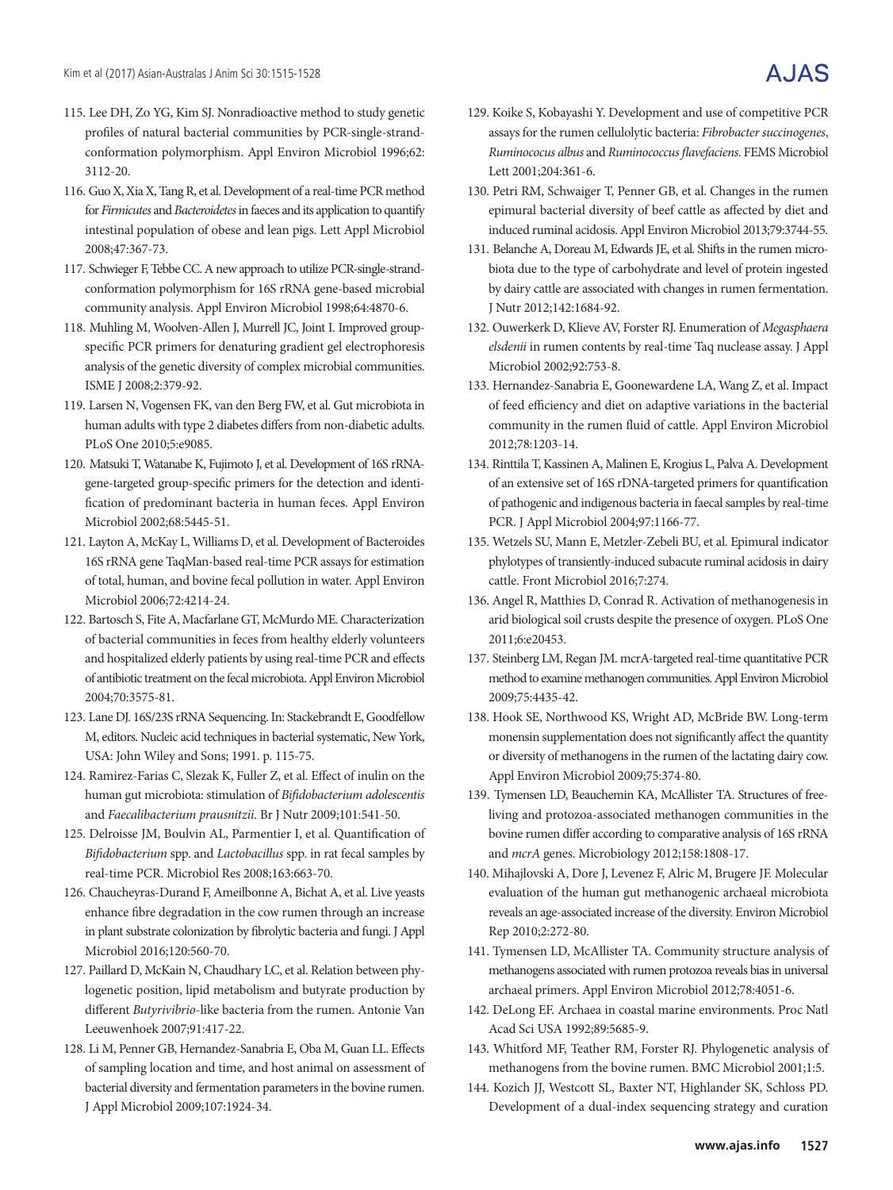115. Lee DH, Zo YG, Kim SJ. Nonradioactive method to study genetic profiles of natural bacterial communities by PCR-single-strand-conformation polymorphism. Appl Environ Microbiol 1996;62:3112-20.

116. Guo X, Xia X, Tang R, et al. Development of a real-time PCR method for *Firmicutes* and *Bacteroidetes* in faeces and its application to quantify intestinal population of obese and lean pigs. Lett Appl Microbiol 2008;47:367-73.

117. Schwieger F, Tebbe CC. A new approach to utilize PCR-single-strand-conformation polymorphism for 16S rRNA gene-based microbial community analysis. Appl Environ Microbiol 1998;64:4870-6.

118. Muhling M, Woolven-Allen J, Murrell JC, Joint I. Improved group-specific PCR primers for denaturing gradient gel electrophoresis analysis of the genetic diversity of complex microbial communities. ISME J 2008;2:379-92.

119. Larsen N, Vogensen FK, van den Berg FW, et al. Gut microbiota in human adults with type 2 diabetes differs from non-diabetic adults. PLoS One 2010;5:e9085.

120. Matsuki T, Watanabe K, Fujimoto J, et al. Development of 16S rRNA-gene-targeted group-specific primers for the detection and identification of predominant bacteria in human feces. Appl Environ Microbiol 2002;68:5445-51.

121. Layton A, McKay L, Williams D, et al. Development of Bacteroides 16S rRNA gene TaqMan-based real-time PCR assays for estimation of total, human, and bovine fecal pollution in water. Appl Environ Microbiol 2006;72:4214-24.

122. Bartosch S, Fite A, Macfarlane GT, McMurdo ME. Characterization of bacterial communities in feces from healthy elderly volunteers and hospitalized elderly patients by using real-time PCR and effects of antibiotic treatment on the fecal microbiota. Appl Environ Microbiol 2004;70:3575-81.

123. Lane DJ. 16S/23S rRNA Sequencing. In: Stackebrandt E, Goodfellow M, editors. Nucleic acid techniques in bacterial systematic, New York, USA: John Wiley and Sons; 1991. p. 115-75.

124. Ramirez-Farias C, Slezak K, Fuller Z, et al. Effect of inulin on the human gut microbiota: stimulation of *Bifidobacterium adolescentis* and *Faecalibacterium prausnitzii*. Br J Nutr 2009;101:541-50.

125. Delroisse JM, Boulvin AL, Parmentier I, et al. Quantification of *Bifidobacterium* spp. and *Lactobacillus* spp. in rat fecal samples by real-time PCR. Microbiol Res 2008;163:663-70.

126. Chaucheyras-Durand F, Ameilbonne A, Bichat A, et al. Live yeasts enhance fibre degradation in the cow rumen through an increase in plant substrate colonization by fibrolytic bacteria and fungi. J Appl Microbiol 2016;120:560-70.

127. Paillard D, McKain N, Chaudhary LC, et al. Relation between phylogenetic position, lipid metabolism and butyrate production by different *Butyrivibrio*-like bacteria from the rumen. Antonie Van Leeuwenhoek 2007;91:417-22.

128. Li M, Penner GB, Hernandez-Sanabria E, Oba M, Guan LL. Effects of sampling location and time, and host animal on assessment of bacterial diversity and fermentation parameters in the bovine rumen. J Appl Microbiol 2009;107:1924-34.

129. Koike S, Kobayashi Y. Development and use of competitive PCR assays for the rumen cellulolytic bacteria: *Fibrobacter succinogenes*, *Ruminococus albus* and *Ruminococcus flavefaciens*. FEMS Microbiol Lett 2001;204:361-6.

130. Petri RM, Schwaiger T, Penner GB, et al. Changes in the rumen epimural bacterial diversity of beef cattle as affected by diet and induced ruminal acidosis. Appl Environ Microbiol 2013;79:3744-55.

131. Belanche A, Doreau M, Edwards JE, et al. Shifts in the rumen microbiota due to the type of carbohydrate and level of protein ingested by dairy cattle are associated with changes in rumen fermentation. J Nutr 2012;142:1684-92.

132. Ouwerkerk D, Klieve AV, Forster RJ. Enumeration of *Megasphaera elsdenii* in rumen contents by real-time Taq nuclease assay. J Appl Microbiol 2002;92:753-8.

133. Hernandez-Sanabria E, Goonewardene LA, Wang Z, et al. Impact of feed efficiency and diet on adaptive variations in the bacterial community in the rumen fluid of cattle. Appl Environ Microbiol 2012;78:1203-14.

134. Rinttila T, Kassinen A, Malinen E, Krogius L, Palva A. Development of an extensive set of 16S rDNA-targeted primers for quantification of pathogenic and indigenous bacteria in faecal samples by real-time PCR. J Appl Microbiol 2004;97:1166-77.

135. Wetzels SU, Mann E, Metzler-Zebeli BU, et al. Epimural indicator phylotypes of transiently-induced subacute ruminal acidosis in dairy cattle. Front Microbiol 2016;7:274.

136. Angel R, Matthies D, Conrad R. Activation of methanogenesis in arid biological soil crusts despite the presence of oxygen. PLoS One 2011;6:e20453.

137. Steinberg LM, Regan JM. mcrA-targeted real-time quantitative PCR method to examine methanogen communities. Appl Environ Microbiol 2009;75:4435-42.

138. Hook SE, Northwood KS, Wright AD, McBride BW. Long-term monensin supplementation does not significantly affect the quantity or diversity of methanogens in the rumen of the lactating dairy cow. Appl Environ Microbiol 2009;75:374-80.

139. Tymensen LD, Beauchemin KA, McAllister TA. Structures of free-living and protozoa-associated methanogen communities in the bovine rumen differ according to comparative analysis of 16S rRNA and *mcrA* genes. Microbiology 2012;158:1808-17.

140. Mihajlovski A, Dore J, Levenez F, Alric M, Brugere JF. Molecular evaluation of the human gut methanogenic archaeal microbiota reveals an age-associated increase of the diversity. Environ Microbiol Rep 2010;2:272-80.

141. Tymensen LD, McAllister TA. Community structure analysis of methanogens associated with rumen protozoa reveals bias in universal archaeal primers. Appl Environ Microbiol 2012;78:4051-6.

142. DeLong EF. Archaea in coastal marine environments. Proc Natl Acad Sci USA 1992;89:5685-9.

143. Whitford MF, Teather RM, Forster RJ. Phylogenetic analysis of methanogens from the bovine rumen. BMC Microbiol 2001;1:5.

144. Kozich JJ, Westcott SL, Baxter NT, Highlander SK, Schloss PD. Development of a dual-index sequencing strategy and curation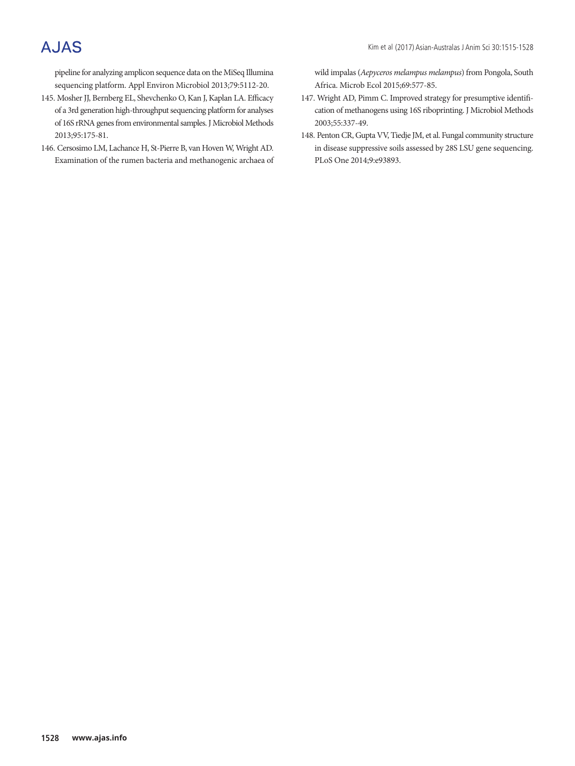pipeline for analyzing amplicon sequence data on the MiSeq Illumina sequencing platform. Appl Environ Microbiol 2013;79:5112-20.

145. Mosher JJ, Bernberg EL, Shevchenko O, Kan J, Kaplan LA. Efficacy of a 3rd generation high-throughput sequencing platform for analyses of 16S rRNA genes from environmental samples. J Microbiol Methods 2013;95:175-81.
146. Cersosimo LM, Lachance H, St-Pierre B, van Hoven W, Wright AD. Examination of the rumen bacteria and methanogenic archaea of wild impalas (*Aepyceros melampus melampus*) from Pongola, South Africa. Microb Ecol 2015;69:577-85.
147. Wright AD, Pimm C. Improved strategy for presumptive identification of methanogens using 16S riboprinting. J Microbiol Methods 2003;55:337-49.
148. Penton CR, Gupta VV, Tiedje JM, et al. Fungal community structure in disease suppressive soils assessed by 28S LSU gene sequencing. PLoS One 2014;9:e93893.